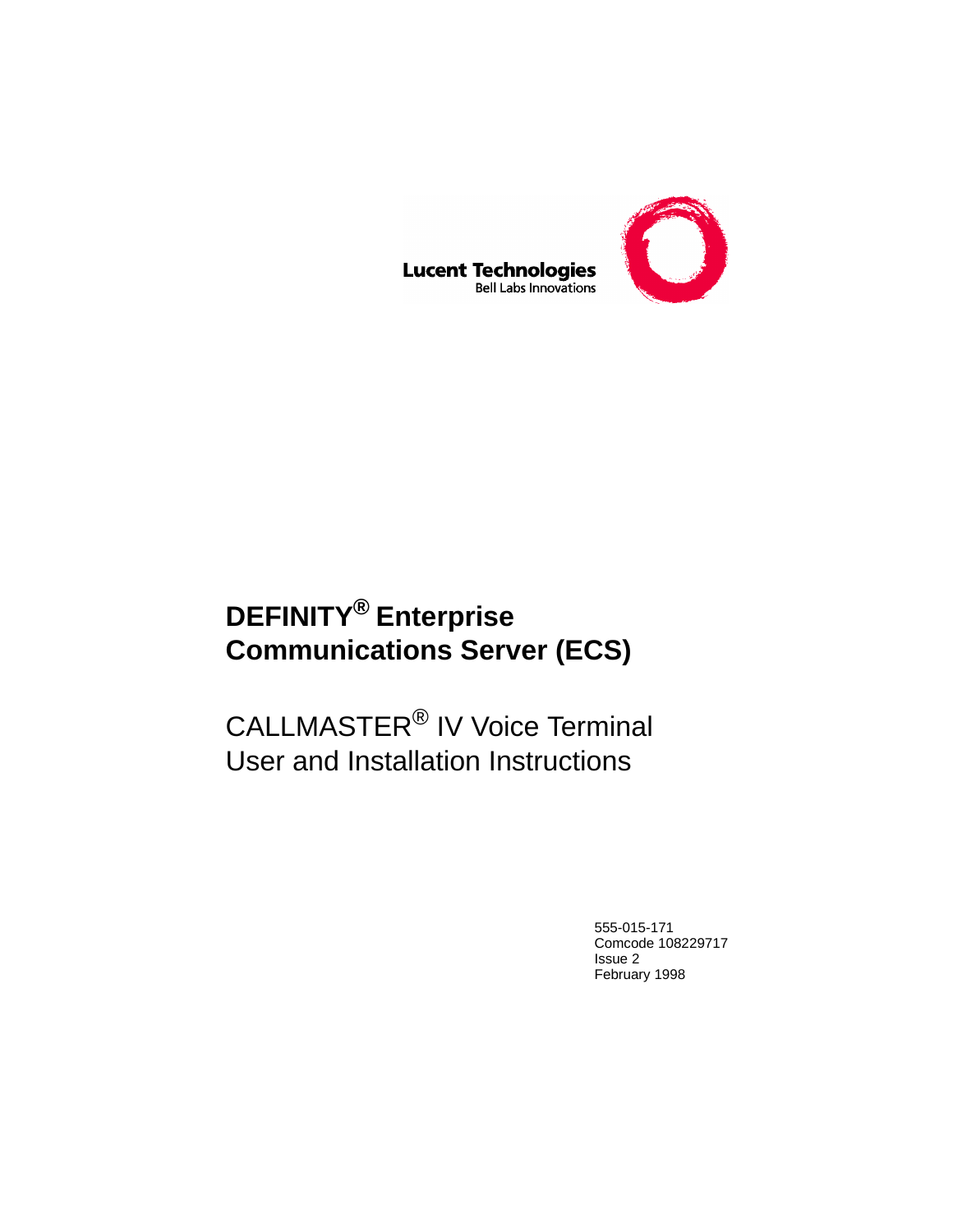Lucent Technologies
Bell Labs Innovations

# DEFINITY® Enterprise Communications Server (ECS)

## CALLMASTER® IV Voice Terminal User and Installation Instructions

555-015-171
Comcode 108229717
Issue 2
February 1998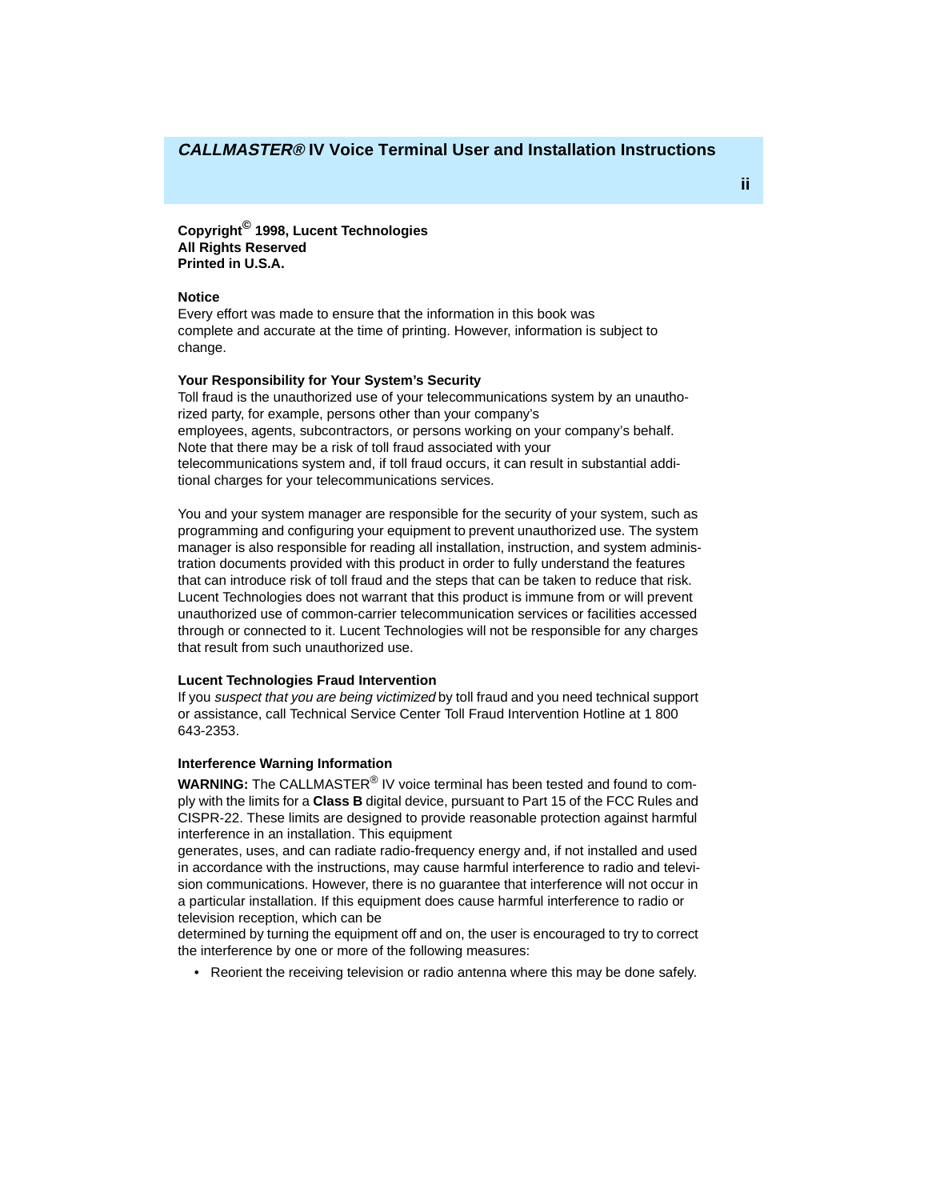**Copyright© 1998, Lucent Technologies**
**All Rights Reserved**
**Printed in U.S.A.**

**Notice**

Every effort was made to ensure that the information in this book was complete and accurate at the time of printing. However, information is subject to change.

**Your Responsibility for Your System's Security**

Toll fraud is the unauthorized use of your telecommunications system by an unauthorized party, for example, persons other than your company's employees, agents, subcontractors, or persons working on your company's behalf. Note that there may be a risk of toll fraud associated with your telecommunications system and, if toll fraud occurs, it can result in substantial additional charges for your telecommunications services.

You and your system manager are responsible for the security of your system, such as programming and configuring your equipment to prevent unauthorized use. The system manager is also responsible for reading all installation, instruction, and system administration documents provided with this product in order to fully understand the features that can introduce risk of toll fraud and the steps that can be taken to reduce that risk. Lucent Technologies does not warrant that this product is immune from or will prevent unauthorized use of common-carrier telecommunication services or facilities accessed through or connected to it. Lucent Technologies will not be responsible for any charges that result from such unauthorized use.

**Lucent Technologies Fraud Intervention**

If you *suspect that you are being victimized* by toll fraud and you need technical support or assistance, call Technical Service Center Toll Fraud Intervention Hotline at 1 800 643-2353.

**Interference Warning Information**

**WARNING:** The CALLMASTER® IV voice terminal has been tested and found to comply with the limits for a **Class B** digital device, pursuant to Part 15 of the FCC Rules and CISPR-22. These limits are designed to provide reasonable protection against harmful interference in an installation. This equipment generates, uses, and can radiate radio-frequency energy and, if not installed and used in accordance with the instructions, may cause harmful interference to radio and television communications. However, there is no guarantee that interference will not occur in a particular installation. If this equipment does cause harmful interference to radio or television reception, which can be determined by turning the equipment off and on, the user is encouraged to try to correct the interference by one or more of the following measures:

- Reorient the receiving television or radio antenna where this may be done safely.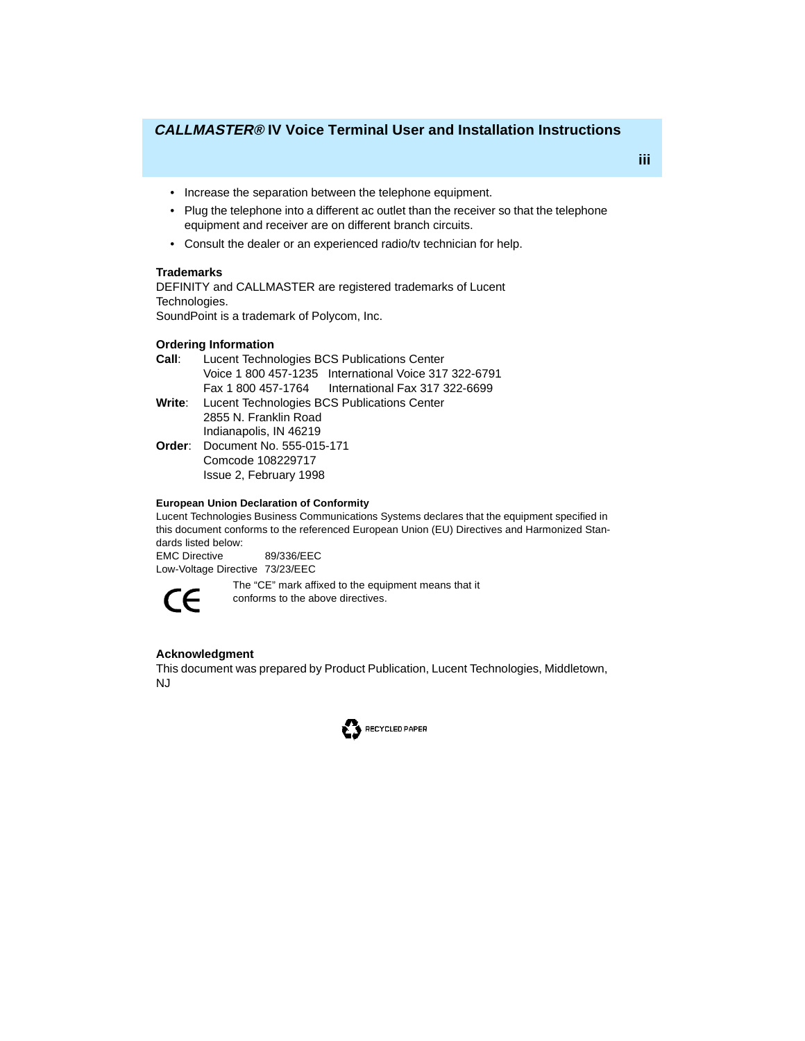- Increase the separation between the telephone equipment.
- Plug the telephone into a different ac outlet than the receiver so that the telephone equipment and receiver are on different branch circuits.
- Consult the dealer or an experienced radio/tv technician for help.

### Trademarks

DEFINITY and CALLMASTER are registered trademarks of Lucent Technologies.
SoundPoint is a trademark of Polycom, Inc.

### Ordering Information

**Call**: Lucent Technologies BCS Publications Center
Voice 1 800 457-1235 International Voice 317 322-6791
Fax 1 800 457-1764 International Fax 317 322-6699

**Write**: Lucent Technologies BCS Publications Center
2855 N. Franklin Road
Indianapolis, IN 46219

**Order**: Document No. 555-015-171
Comcode 108229717
Issue 2, February 1998

### European Union Declaration of Conformity

Lucent Technologies Business Communications Systems declares that the equipment specified in this document conforms to the referenced European Union (EU) Directives and Harmonized Standards listed below:

EMC Directive 89/336/EEC
Low-Voltage Directive 73/23/EEC

CE The "CE" mark affixed to the equipment means that it conforms to the above directives.

### Acknowledgment

This document was prepared by Product Publication, Lucent Technologies, Middletown, NJ

RECYCLED PAPER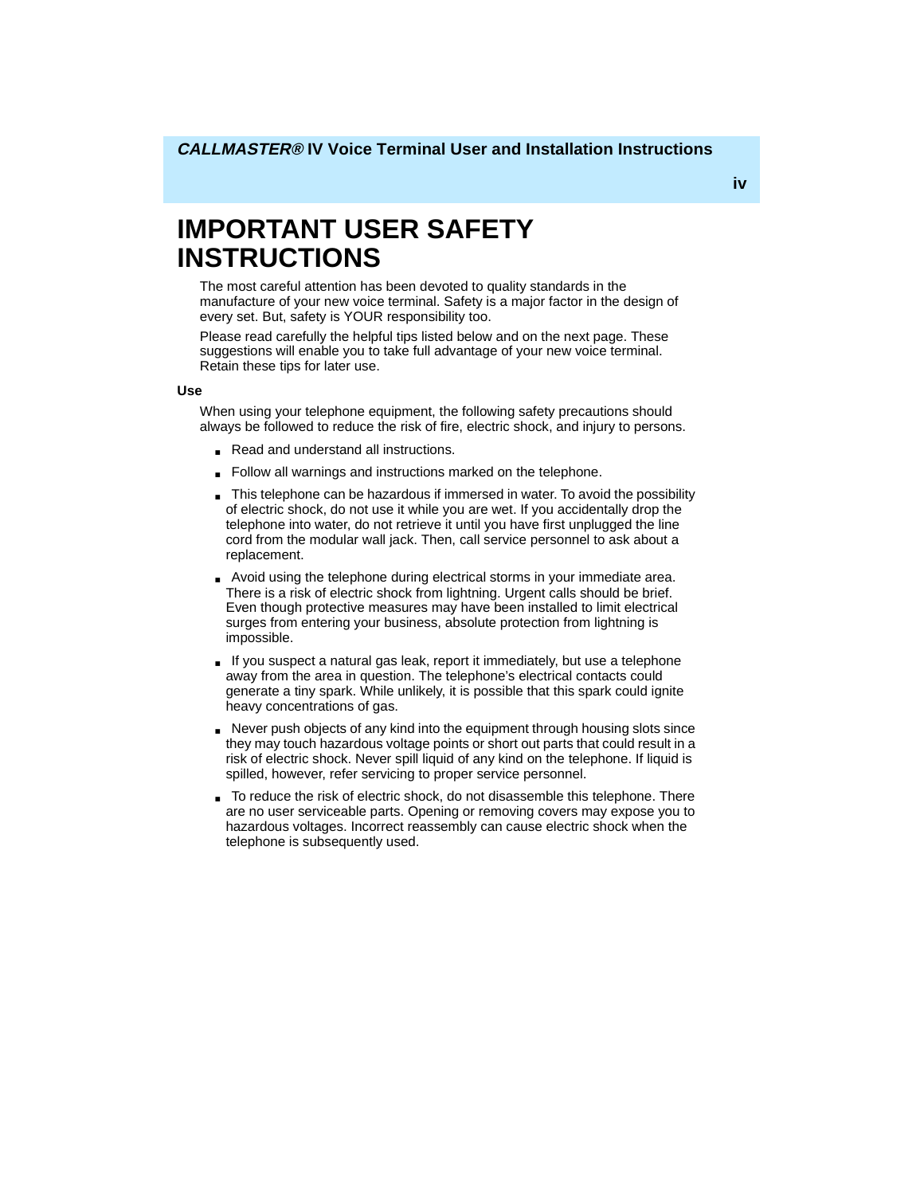# IMPORTANT USER SAFETY INSTRUCTIONS

The most careful attention has been devoted to quality standards in the manufacture of your new voice terminal. Safety is a major factor in the design of every set. But, safety is YOUR responsibility too.

Please read carefully the helpful tips listed below and on the next page. These suggestions will enable you to take full advantage of your new voice terminal. Retain these tips for later use.

**Use**

When using your telephone equipment, the following safety precautions should always be followed to reduce the risk of fire, electric shock, and injury to persons.

- Read and understand all instructions.
- Follow all warnings and instructions marked on the telephone.
- This telephone can be hazardous if immersed in water. To avoid the possibility of electric shock, do not use it while you are wet. If you accidentally drop the telephone into water, do not retrieve it until you have first unplugged the line cord from the modular wall jack. Then, call service personnel to ask about a replacement.
- Avoid using the telephone during electrical storms in your immediate area. There is a risk of electric shock from lightning. Urgent calls should be brief. Even though protective measures may have been installed to limit electrical surges from entering your business, absolute protection from lightning is impossible.
- If you suspect a natural gas leak, report it immediately, but use a telephone away from the area in question. The telephone's electrical contacts could generate a tiny spark. While unlikely, it is possible that this spark could ignite heavy concentrations of gas.
- Never push objects of any kind into the equipment through housing slots since they may touch hazardous voltage points or short out parts that could result in a risk of electric shock. Never spill liquid of any kind on the telephone. If liquid is spilled, however, refer servicing to proper service personnel.
- To reduce the risk of electric shock, do not disassemble this telephone. There are no user serviceable parts. Opening or removing covers may expose you to hazardous voltages. Incorrect reassembly can cause electric shock when the telephone is subsequently used.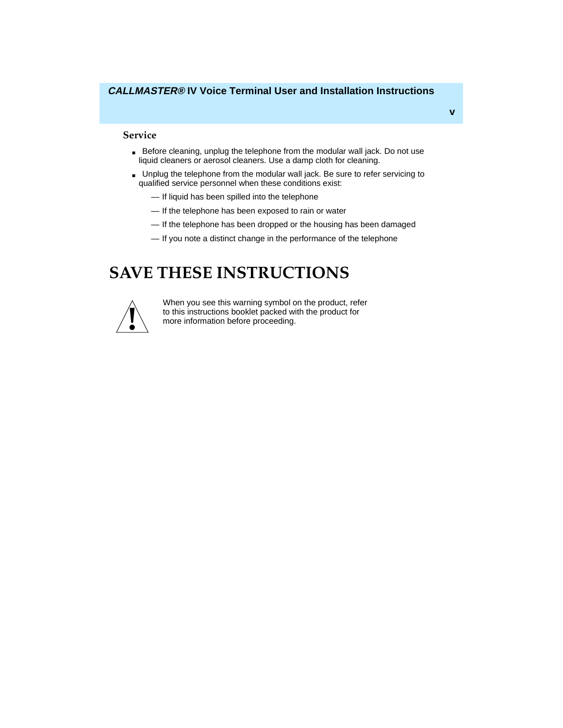### Service

- Before cleaning, unplug the telephone from the modular wall jack. Do not use liquid cleaners or aerosol cleaners. Use a damp cloth for cleaning.
- Unplug the telephone from the modular wall jack. Be sure to refer servicing to qualified service personnel when these conditions exist:
  - — If liquid has been spilled into the telephone
  - — If the telephone has been exposed to rain or water
  - — If the telephone has been dropped or the housing has been damaged
  - — If you note a distinct change in the performance of the telephone

# SAVE THESE INSTRUCTIONS

When you see this warning symbol on the product, refer to this instructions booklet packed with the product for more information before proceeding.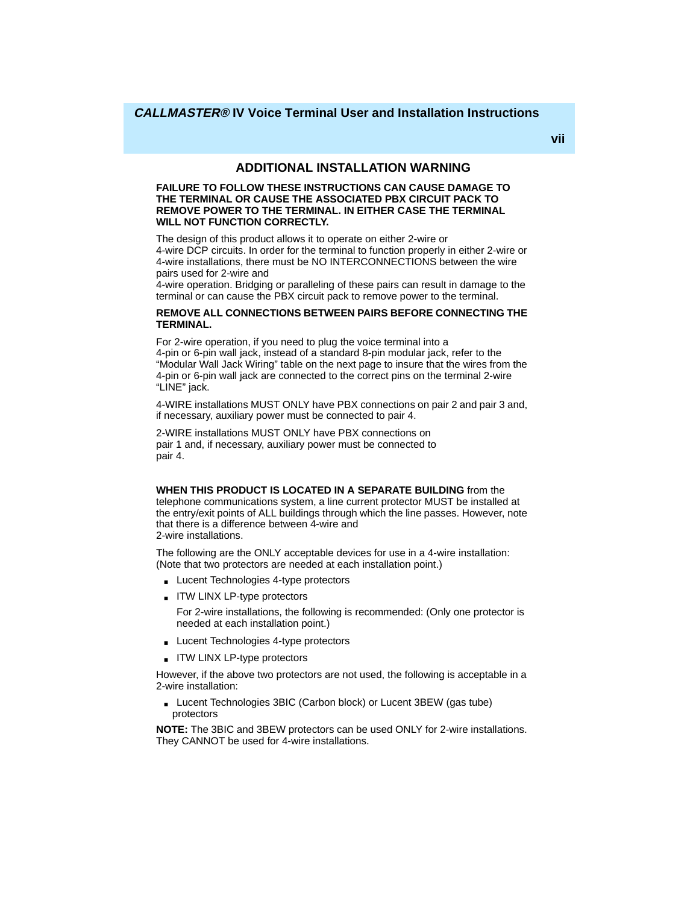## ADDITIONAL INSTALLATION WARNING

**FAILURE TO FOLLOW THESE INSTRUCTIONS CAN CAUSE DAMAGE TO THE TERMINAL OR CAUSE THE ASSOCIATED PBX CIRCUIT PACK TO REMOVE POWER TO THE TERMINAL. IN EITHER CASE THE TERMINAL WILL NOT FUNCTION CORRECTLY.**

The design of this product allows it to operate on either 2-wire or 4-wire DCP circuits. In order for the terminal to function properly in either 2-wire or 4-wire installations, there must be NO INTERCONNECTIONS between the wire pairs used for 2-wire and 4-wire operation. Bridging or paralleling of these pairs can result in damage to the terminal or can cause the PBX circuit pack to remove power to the terminal.

**REMOVE ALL CONNECTIONS BETWEEN PAIRS BEFORE CONNECTING THE TERMINAL.**

For 2-wire operation, if you need to plug the voice terminal into a 4-pin or 6-pin wall jack, instead of a standard 8-pin modular jack, refer to the "Modular Wall Jack Wiring" table on the next page to insure that the wires from the 4-pin or 6-pin wall jack are connected to the correct pins on the terminal 2-wire "LINE" jack.

4-WIRE installations MUST ONLY have PBX connections on pair 2 and pair 3 and, if necessary, auxiliary power must be connected to pair 4.

2-WIRE installations MUST ONLY have PBX connections on pair 1 and, if necessary, auxiliary power must be connected to pair 4.

**WHEN THIS PRODUCT IS LOCATED IN A SEPARATE BUILDING** from the telephone communications system, a line current protector MUST be installed at the entry/exit points of ALL buildings through which the line passes. However, note that there is a difference between 4-wire and 2-wire installations.

The following are the ONLY acceptable devices for use in a 4-wire installation: (Note that two protectors are needed at each installation point.)

- Lucent Technologies 4-type protectors
- ITW LINX LP-type protectors

For 2-wire installations, the following is recommended: (Only one protector is needed at each installation point.)

- Lucent Technologies 4-type protectors
- ITW LINX LP-type protectors

However, if the above two protectors are not used, the following is acceptable in a 2-wire installation:

- Lucent Technologies 3BIC (Carbon block) or Lucent 3BEW (gas tube) protectors

**NOTE:** The 3BIC and 3BEW protectors can be used ONLY for 2-wire installations. They CANNOT be used for 4-wire installations.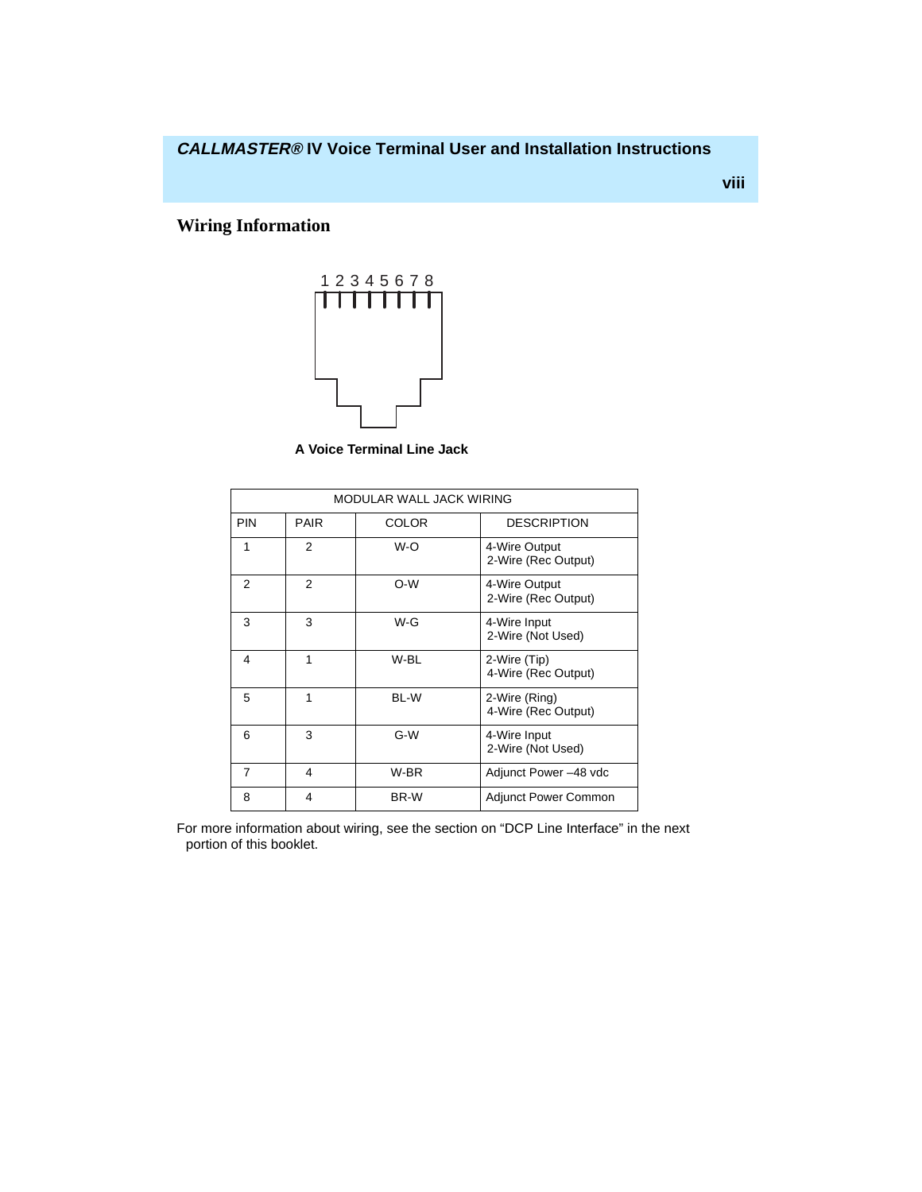## Wiring Information

1 2 3 4 5 6 7 8

**A Voice Terminal Line Jack**

| MODULAR WALL JACK WIRING | | | |
|---|---|---|---|
| PIN | PAIR | COLOR | DESCRIPTION |
| 1 | 2 | W-O | 4-Wire Output<br>2-Wire (Rec Output) |
| 2 | 2 | O-W | 4-Wire Output<br>2-Wire (Rec Output) |
| 3 | 3 | W-G | 4-Wire Input<br>2-Wire (Not Used) |
| 4 | 1 | W-BL | 2-Wire (Tip)<br>4-Wire (Rec Output) |
| 5 | 1 | BL-W | 2-Wire (Ring)<br>4-Wire (Rec Output) |
| 6 | 3 | G-W | 4-Wire Input<br>2-Wire (Not Used) |
| 7 | 4 | W-BR | Adjunct Power –48 vdc |
| 8 | 4 | BR-W | Adjunct Power Common |

For more information about wiring, see the section on "DCP Line Interface" in the next portion of this booklet.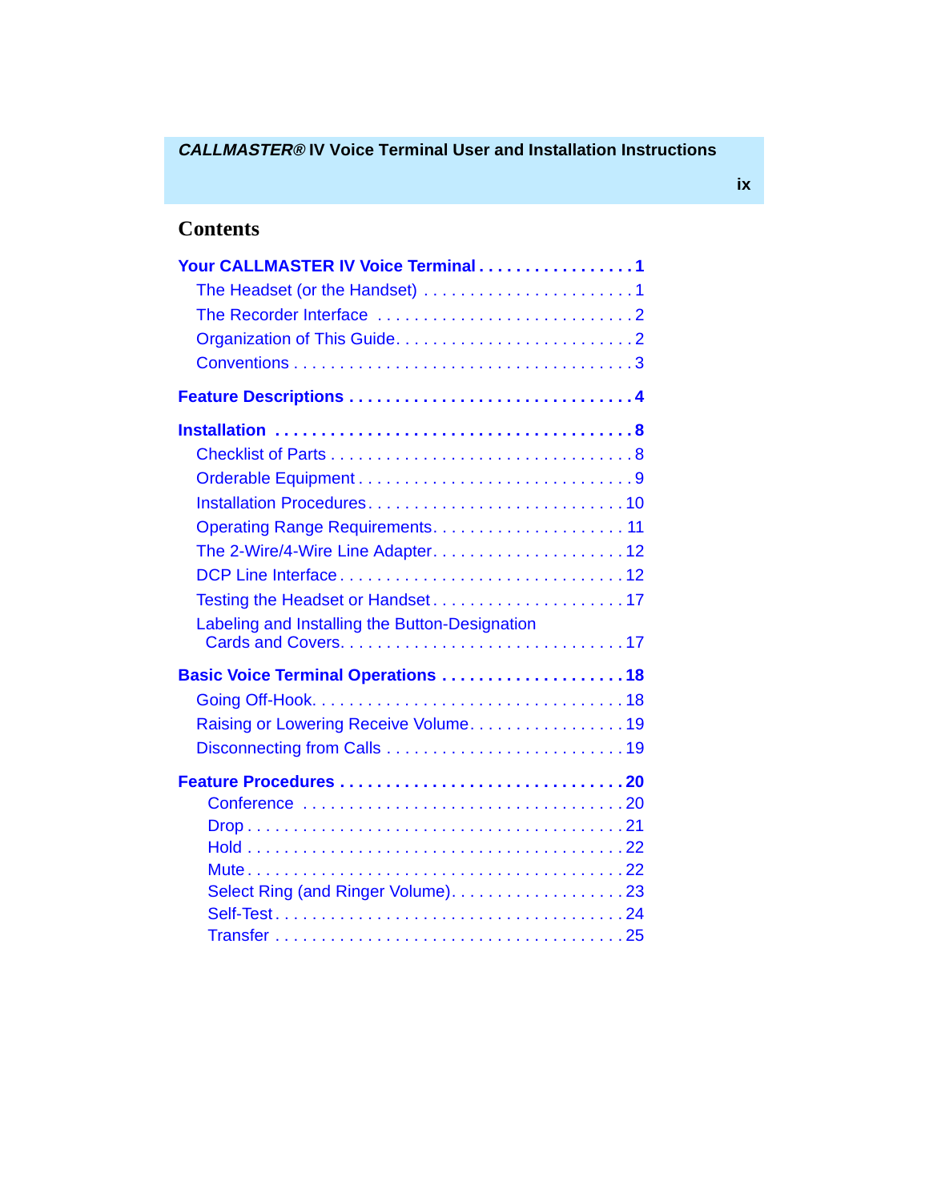# Contents

**Your CALLMASTER IV Voice Terminal . . . . . . . . . . . . . . . . . 1**

- The Headset (or the Handset) . . . . . . . . . . . . . . . . . . . . . . 1
- The Recorder Interface . . . . . . . . . . . . . . . . . . . . . . . . . . . 2
- Organization of This Guide. . . . . . . . . . . . . . . . . . . . . . . . . 2
- Conventions . . . . . . . . . . . . . . . . . . . . . . . . . . . . . . . . . . . 3

**Feature Descriptions . . . . . . . . . . . . . . . . . . . . . . . . . . . . . 4**

**Installation . . . . . . . . . . . . . . . . . . . . . . . . . . . . . . . . . . . . . 8**

- Checklist of Parts . . . . . . . . . . . . . . . . . . . . . . . . . . . . . . . 8
- Orderable Equipment . . . . . . . . . . . . . . . . . . . . . . . . . . . . 9
- Installation Procedures. . . . . . . . . . . . . . . . . . . . . . . . . . . 10
- Operating Range Requirements. . . . . . . . . . . . . . . . . . . . . 11
- The 2-Wire/4-Wire Line Adapter. . . . . . . . . . . . . . . . . . . . . 12
- DCP Line Interface . . . . . . . . . . . . . . . . . . . . . . . . . . . . . . 12
- Testing the Headset or Handset . . . . . . . . . . . . . . . . . . . . . 17
- Labeling and Installing the Button-Designation Cards and Covers. . . . . . . . . . . . . . . . . . . . . . . . . . . . . . 17

**Basic Voice Terminal Operations . . . . . . . . . . . . . . . . . . . . 18**

- Going Off-Hook. . . . . . . . . . . . . . . . . . . . . . . . . . . . . . . . . 18
- Raising or Lowering Receive Volume. . . . . . . . . . . . . . . . . 19
- Disconnecting from Calls . . . . . . . . . . . . . . . . . . . . . . . . . 19

**Feature Procedures . . . . . . . . . . . . . . . . . . . . . . . . . . . . . . 20**

- Conference . . . . . . . . . . . . . . . . . . . . . . . . . . . . . . . . . . . 20
- Drop . . . . . . . . . . . . . . . . . . . . . . . . . . . . . . . . . . . . . . . . 21
- Hold . . . . . . . . . . . . . . . . . . . . . . . . . . . . . . . . . . . . . . . . 22
- Mute . . . . . . . . . . . . . . . . . . . . . . . . . . . . . . . . . . . . . . . . 22
- Select Ring (and Ringer Volume). . . . . . . . . . . . . . . . . . . . 23
- Self-Test . . . . . . . . . . . . . . . . . . . . . . . . . . . . . . . . . . . . . 24
- Transfer . . . . . . . . . . . . . . . . . . . . . . . . . . . . . . . . . . . . . 25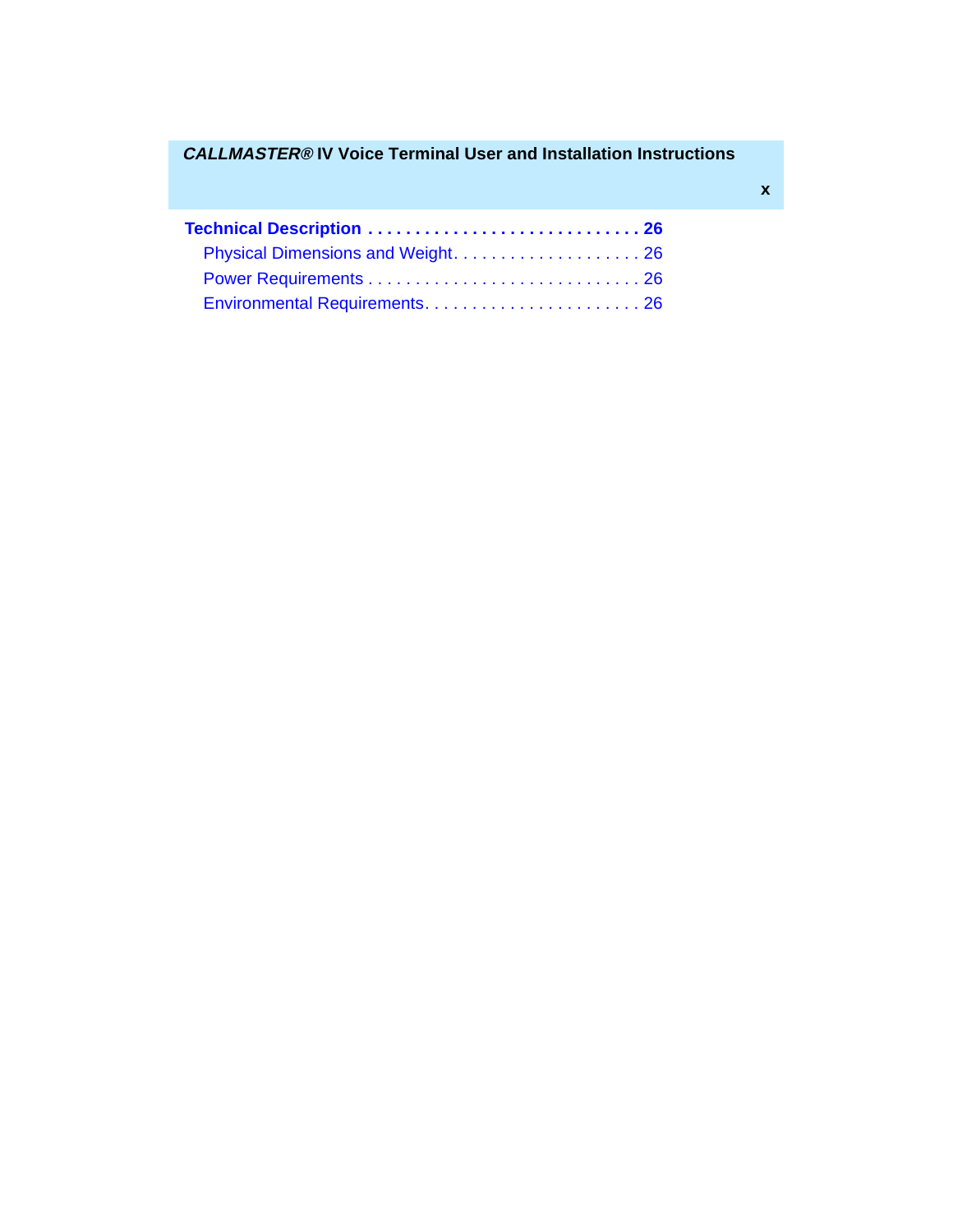**Technical Description . . . . . . . . . . . . . . . . . . . . . . . . . . . . . . 26**

Physical Dimensions and Weight. . . . . . . . . . . . . . . . . . . . . 26

Power Requirements . . . . . . . . . . . . . . . . . . . . . . . . . . . . . . 26

Environmental Requirements. . . . . . . . . . . . . . . . . . . . . . . . 26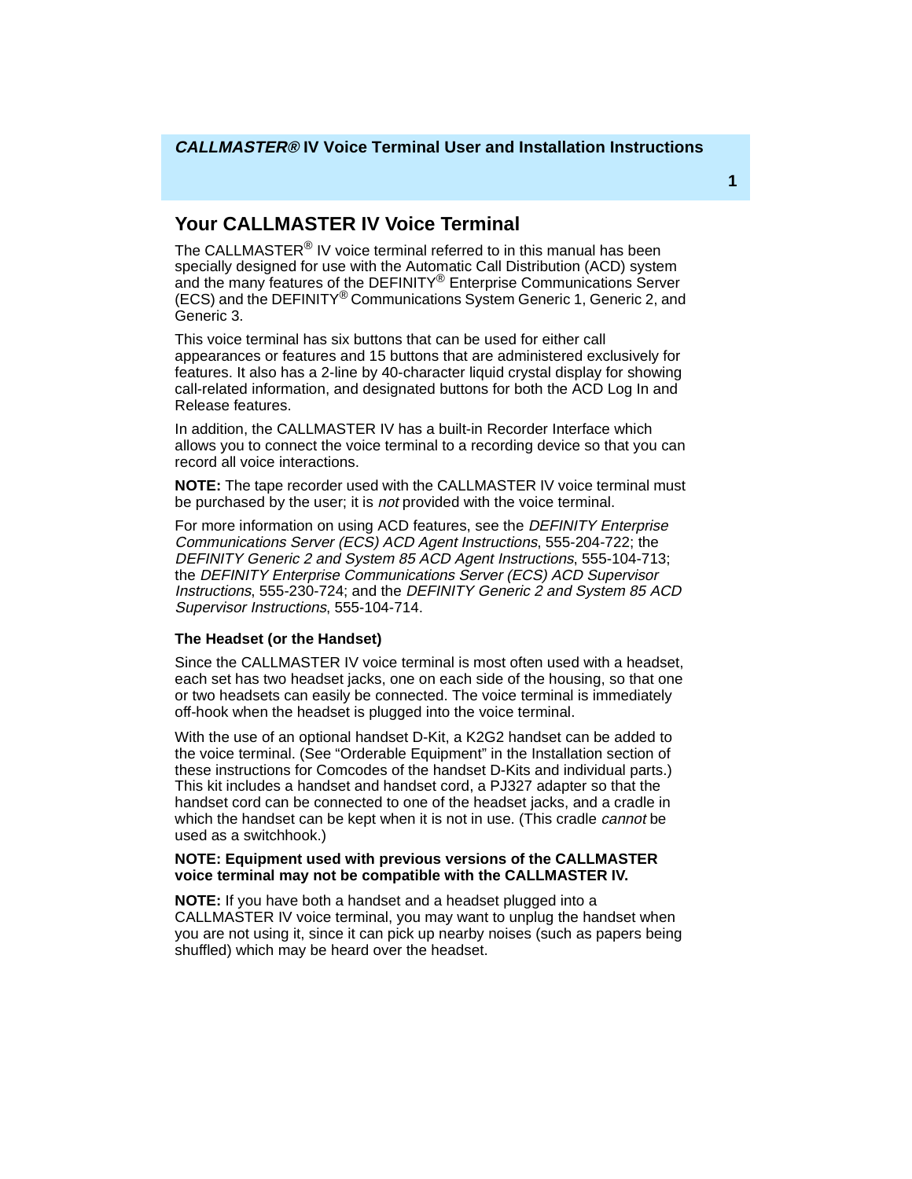## Your CALLMASTER IV Voice Terminal

The CALLMASTER® IV voice terminal referred to in this manual has been specially designed for use with the Automatic Call Distribution (ACD) system and the many features of the DEFINITY® Enterprise Communications Server (ECS) and the DEFINITY® Communications System Generic 1, Generic 2, and Generic 3.

This voice terminal has six buttons that can be used for either call appearances or features and 15 buttons that are administered exclusively for features. It also has a 2-line by 40-character liquid crystal display for showing call-related information, and designated buttons for both the ACD Log In and Release features.

In addition, the CALLMASTER IV has a built-in Recorder Interface which allows you to connect the voice terminal to a recording device so that you can record all voice interactions.

**NOTE:** The tape recorder used with the CALLMASTER IV voice terminal must be purchased by the user; it is *not* provided with the voice terminal.

For more information on using ACD features, see the *DEFINITY Enterprise Communications Server (ECS) ACD Agent Instructions*, 555-204-722; the *DEFINITY Generic 2 and System 85 ACD Agent Instructions*, 555-104-713; the *DEFINITY Enterprise Communications Server (ECS) ACD Supervisor Instructions*, 555-230-724; and the *DEFINITY Generic 2 and System 85 ACD Supervisor Instructions*, 555-104-714.

### The Headset (or the Handset)

Since the CALLMASTER IV voice terminal is most often used with a headset, each set has two headset jacks, one on each side of the housing, so that one or two headsets can easily be connected. The voice terminal is immediately off-hook when the headset is plugged into the voice terminal.

With the use of an optional handset D-Kit, a K2G2 handset can be added to the voice terminal. (See “Orderable Equipment” in the Installation section of these instructions for Comcodes of the handset D-Kits and individual parts.) This kit includes a handset and handset cord, a PJ327 adapter so that the handset cord can be connected to one of the headset jacks, and a cradle in which the handset can be kept when it is not in use. (This cradle *cannot* be used as a switchhook.)

**NOTE: Equipment used with previous versions of the CALLMASTER voice terminal may not be compatible with the CALLMASTER IV.**

**NOTE:** If you have both a handset and a headset plugged into a CALLMASTER IV voice terminal, you may want to unplug the handset when you are not using it, since it can pick up nearby noises (such as papers being shuffled) which may be heard over the headset.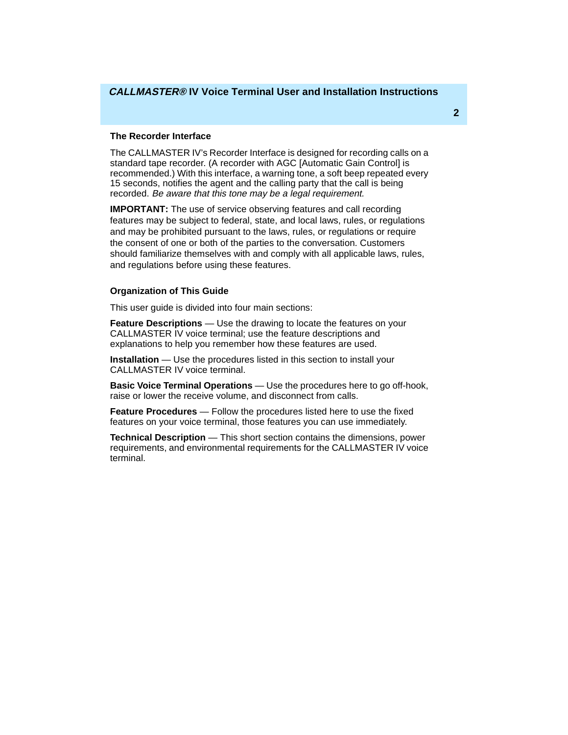### The Recorder Interface

The CALLMASTER IV's Recorder Interface is designed for recording calls on a standard tape recorder. (A recorder with AGC [Automatic Gain Control] is recommended.) With this interface, a warning tone, a soft beep repeated every 15 seconds, notifies the agent and the calling party that the call is being recorded. *Be aware that this tone may be a legal requirement.*

**IMPORTANT:** The use of service observing features and call recording features may be subject to federal, state, and local laws, rules, or regulations and may be prohibited pursuant to the laws, rules, or regulations or require the consent of one or both of the parties to the conversation. Customers should familiarize themselves with and comply with all applicable laws, rules, and regulations before using these features.

### Organization of This Guide

This user guide is divided into four main sections:

**Feature Descriptions** — Use the drawing to locate the features on your CALLMASTER IV voice terminal; use the feature descriptions and explanations to help you remember how these features are used.

**Installation** — Use the procedures listed in this section to install your CALLMASTER IV voice terminal.

**Basic Voice Terminal Operations** — Use the procedures here to go off-hook, raise or lower the receive volume, and disconnect from calls.

**Feature Procedures** — Follow the procedures listed here to use the fixed features on your voice terminal, those features you can use immediately.

**Technical Description** — This short section contains the dimensions, power requirements, and environmental requirements for the CALLMASTER IV voice terminal.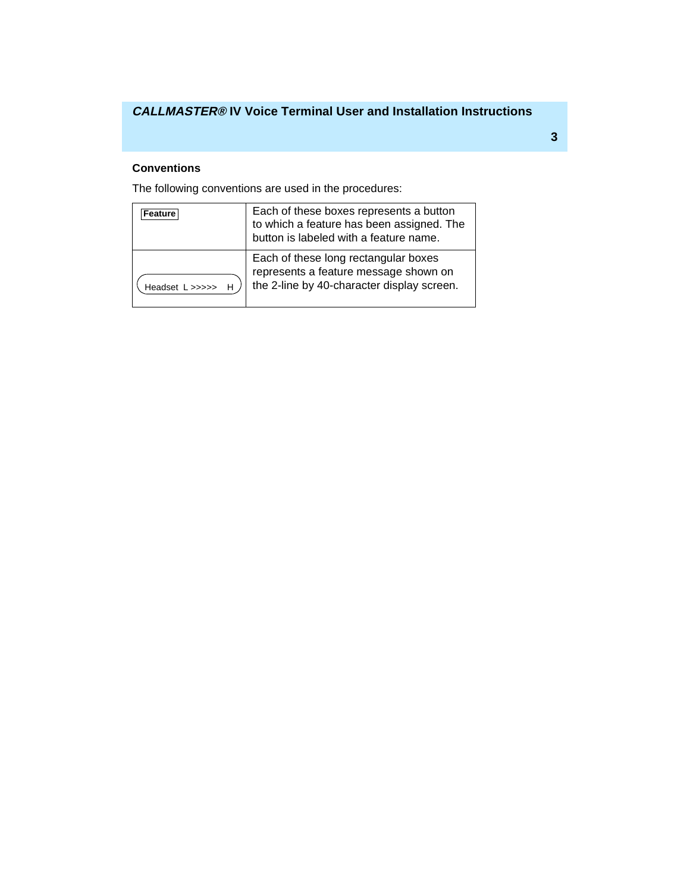## Conventions

The following conventions are used in the procedures:

| | |
|---|---|
| **Feature** | Each of these boxes represents a button to which a feature has been assigned. The button is labeled with a feature name. |
| Headset L >>>>> H | Each of these long rectangular boxes represents a feature message shown on the 2-line by 40-character display screen. |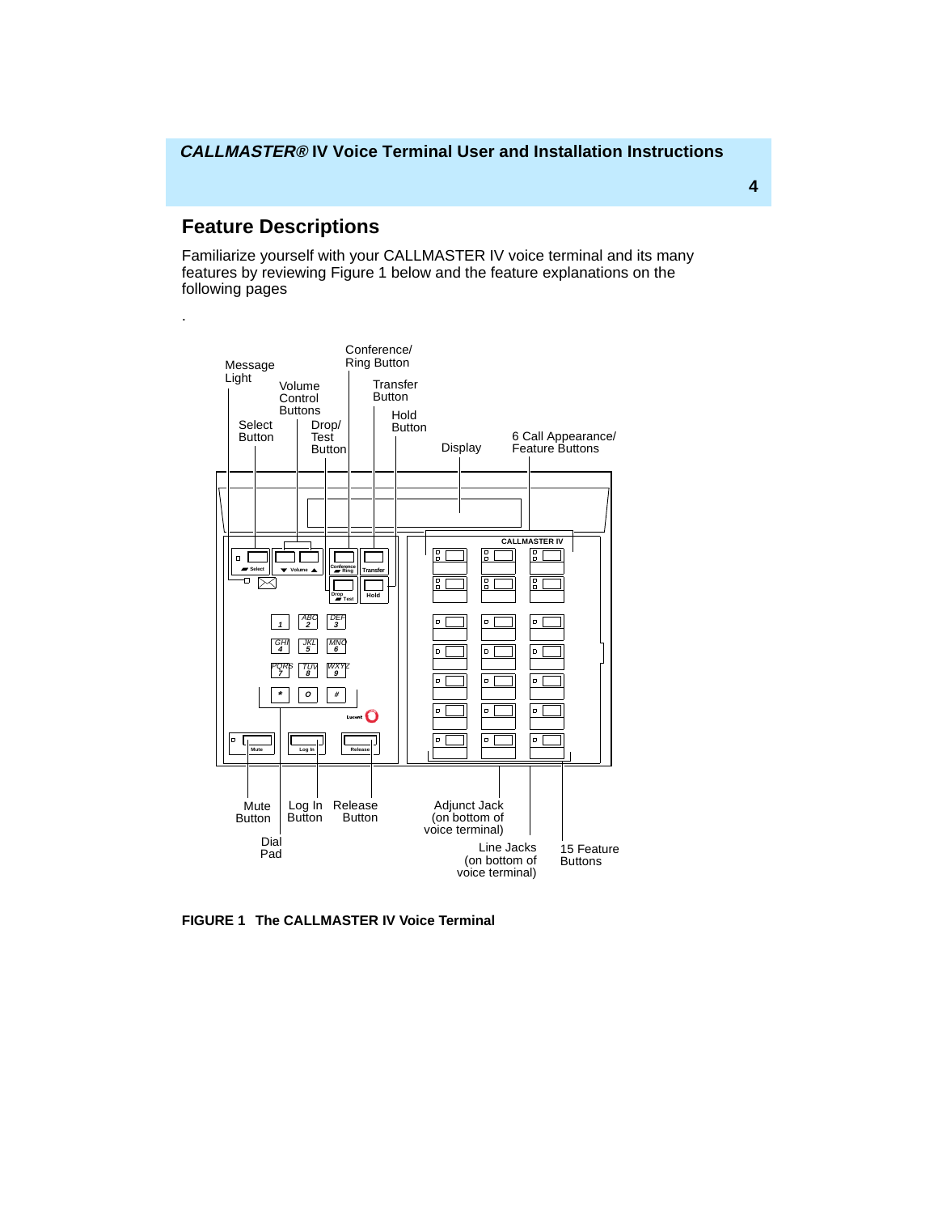## Feature Descriptions

Familiarize yourself with your CALLMASTER IV voice terminal and its many features by reviewing Figure 1 below and the feature explanations on the following pages

.

**FIGURE 1 The CALLMASTER IV Voice Terminal**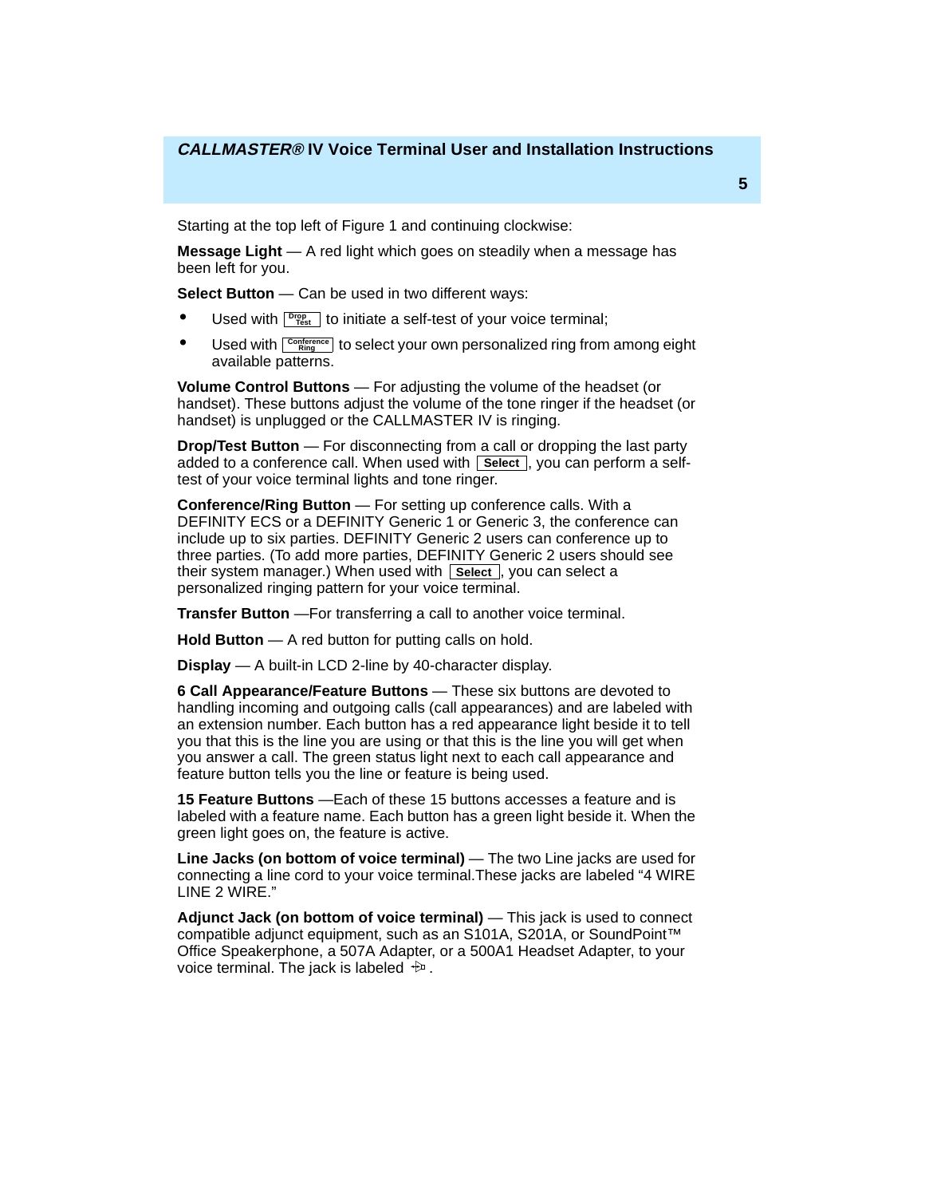Starting at the top left of Figure 1 and continuing clockwise:

**Message Light** — A red light which goes on steadily when a message has been left for you.

**Select Button** — Can be used in two different ways:

- Used with [Drop Test] to initiate a self-test of your voice terminal;
- Used with [Conference Ring] to select your own personalized ring from among eight available patterns.

**Volume Control Buttons** — For adjusting the volume of the headset (or handset). These buttons adjust the volume of the tone ringer if the headset (or handset) is unplugged or the CALLMASTER IV is ringing.

**Drop/Test Button** — For disconnecting from a call or dropping the last party added to a conference call. When used with [Select], you can perform a self-test of your voice terminal lights and tone ringer.

**Conference/Ring Button** — For setting up conference calls. With a DEFINITY ECS or a DEFINITY Generic 1 or Generic 3, the conference can include up to six parties. DEFINITY Generic 2 users can conference up to three parties. (To add more parties, DEFINITY Generic 2 users should see their system manager.) When used with [Select], you can select a personalized ringing pattern for your voice terminal.

**Transfer Button** —For transferring a call to another voice terminal.

**Hold Button** — A red button for putting calls on hold.

**Display** — A built-in LCD 2-line by 40-character display.

**6 Call Appearance/Feature Buttons** — These six buttons are devoted to handling incoming and outgoing calls (call appearances) and are labeled with an extension number. Each button has a red appearance light beside it to tell you that this is the line you are using or that this is the line you will get when you answer a call. The green status light next to each call appearance and feature button tells you the line or feature is being used.

**15 Feature Buttons** —Each of these 15 buttons accesses a feature and is labeled with a feature name. Each button has a green light beside it. When the green light goes on, the feature is active.

**Line Jacks (on bottom of voice terminal)** — The two Line jacks are used for connecting a line cord to your voice terminal.These jacks are labeled "4 WIRE LINE 2 WIRE."

**Adjunct Jack (on bottom of voice terminal)** — This jack is used to connect compatible adjunct equipment, such as an S101A, S201A, or SoundPoint™ Office Speakerphone, a 507A Adapter, or a 500A1 Headset Adapter, to your voice terminal. The jack is labeled ⊹.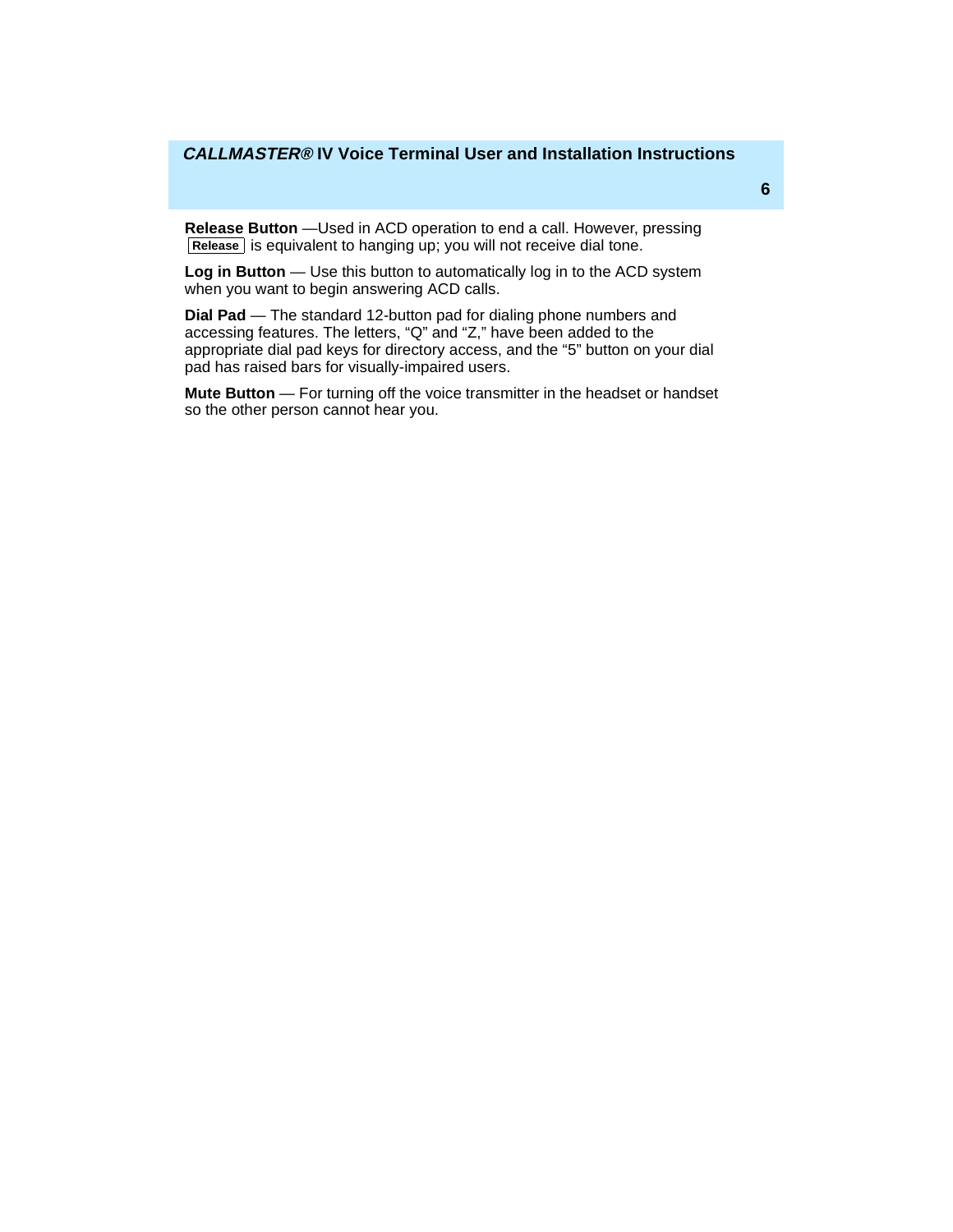**Release Button** —Used in ACD operation to end a call. However, pressing **Release** is equivalent to hanging up; you will not receive dial tone.

**Log in Button** — Use this button to automatically log in to the ACD system when you want to begin answering ACD calls.

**Dial Pad** — The standard 12-button pad for dialing phone numbers and accessing features. The letters, “Q” and “Z,” have been added to the appropriate dial pad keys for directory access, and the “5” button on your dial pad has raised bars for visually-impaired users.

**Mute Button** — For turning off the voice transmitter in the headset or handset so the other person cannot hear you.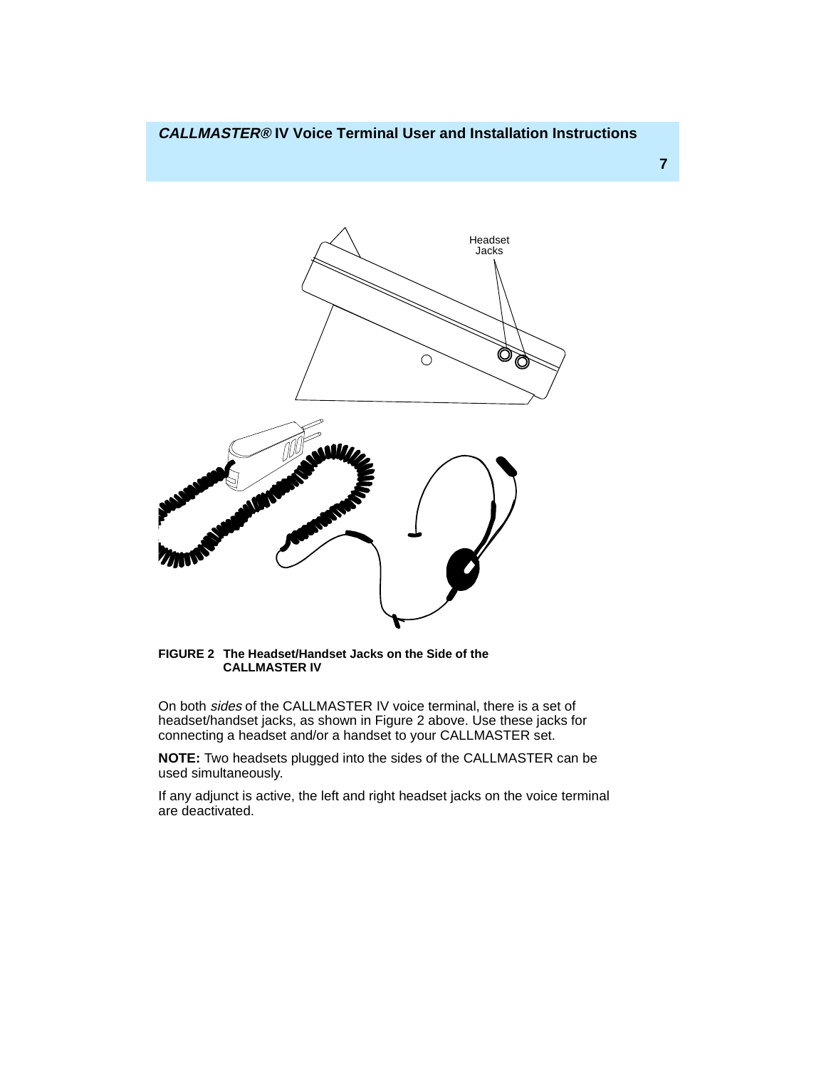Headset Jacks

**FIGURE 2 The Headset/Handset Jacks on the Side of the CALLMASTER IV**

On both *sides* of the CALLMASTER IV voice terminal, there is a set of headset/handset jacks, as shown in Figure 2 above. Use these jacks for connecting a headset and/or a handset to your CALLMASTER set.

**NOTE:** Two headsets plugged into the sides of the CALLMASTER can be used simultaneously.

If any adjunct is active, the left and right headset jacks on the voice terminal are deactivated.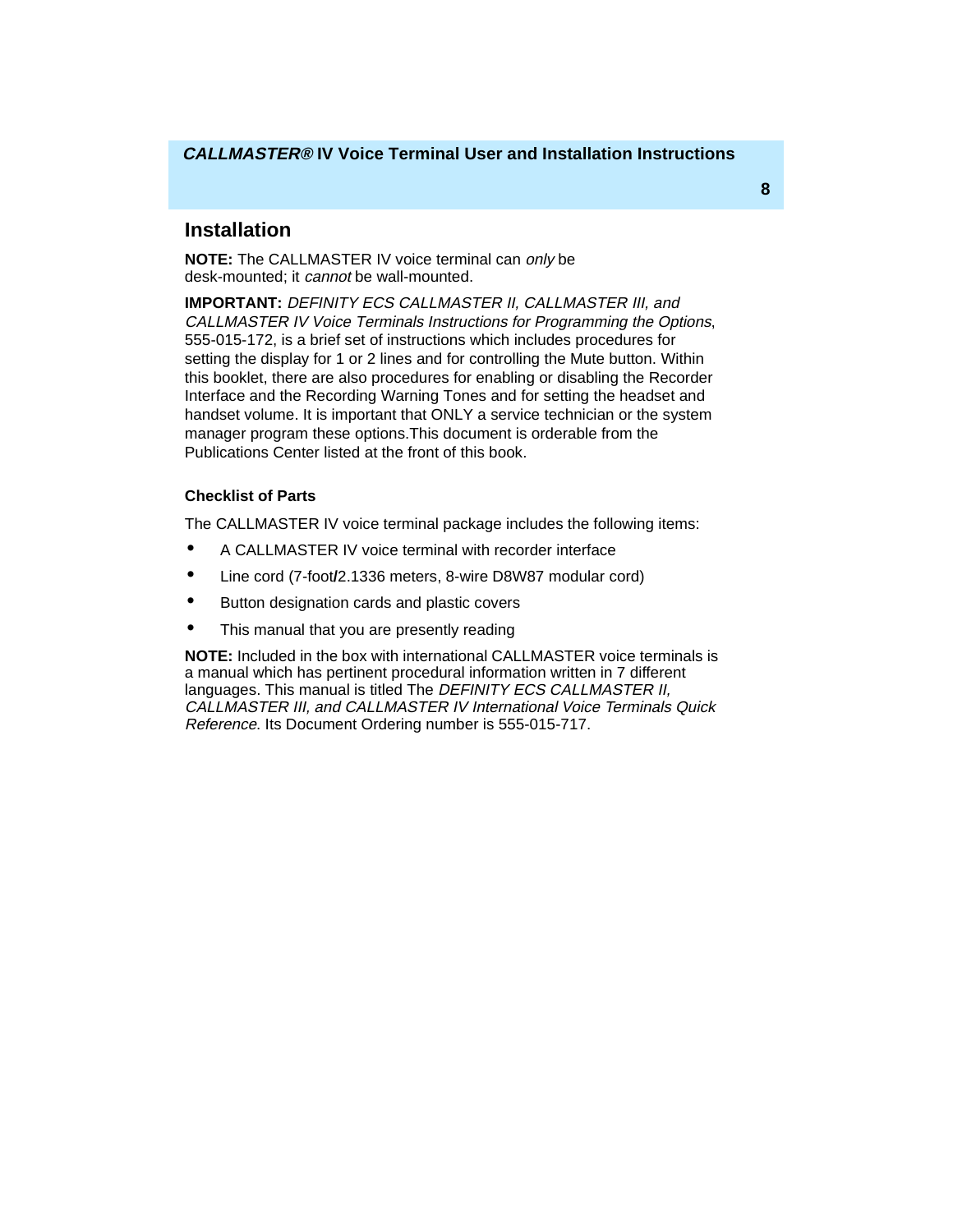## Installation

**NOTE:** The CALLMASTER IV voice terminal can *only* be desk-mounted; it *cannot* be wall-mounted.

**IMPORTANT:** *DEFINITY ECS CALLMASTER II, CALLMASTER III, and CALLMASTER IV Voice Terminals Instructions for Programming the Options*, 555-015-172, is a brief set of instructions which includes procedures for setting the display for 1 or 2 lines and for controlling the Mute button. Within this booklet, there are also procedures for enabling or disabling the Recorder Interface and the Recording Warning Tones and for setting the headset and handset volume. It is important that ONLY a service technician or the system manager program these options.This document is orderable from the Publications Center listed at the front of this book.

### Checklist of Parts

The CALLMASTER IV voice terminal package includes the following items:

- A CALLMASTER IV voice terminal with recorder interface
- Line cord (7-foot/2.1336 meters, 8-wire D8W87 modular cord)
- Button designation cards and plastic covers
- This manual that you are presently reading

**NOTE:** Included in the box with international CALLMASTER voice terminals is a manual which has pertinent procedural information written in 7 different languages. This manual is titled The *DEFINITY ECS CALLMASTER II, CALLMASTER III, and CALLMASTER IV International Voice Terminals Quick Reference*. Its Document Ordering number is 555-015-717.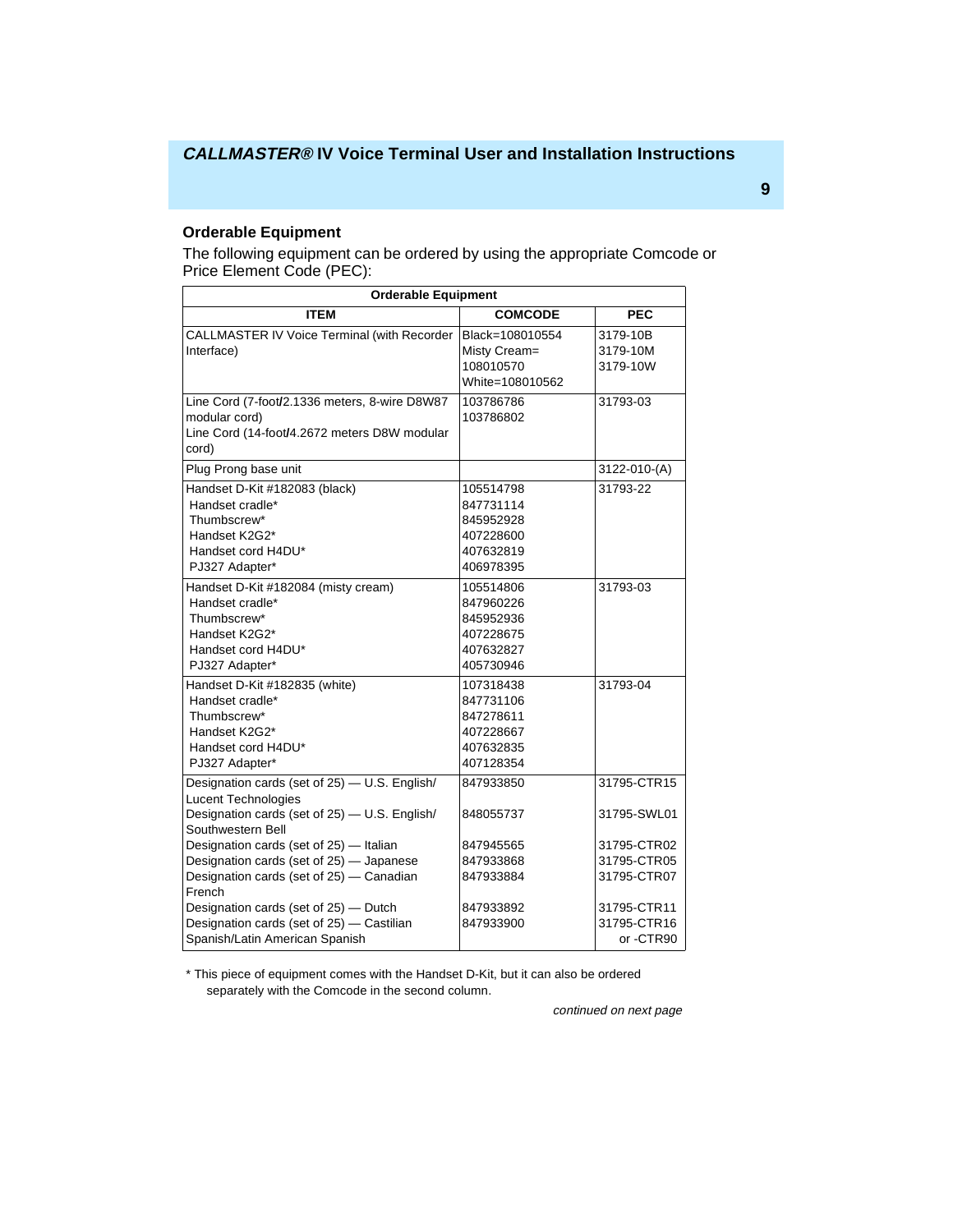## Orderable Equipment

The following equipment can be ordered by using the appropriate Comcode or Price Element Code (PEC):

| Orderable Equipment | | |
|---|---|---|
| **ITEM** | **COMCODE** | **PEC** |
| CALLMASTER IV Voice Terminal (with Recorder Interface) | Black=108010554<br>Misty Cream= 108010570<br>White=108010562 | 3179-10B<br>3179-10M<br>3179-10W |
| Line Cord (7-foot/2.1336 meters, 8-wire D8W87 modular cord)<br>Line Cord (14-foot/4.2672 meters D8W modular cord) | 103786786<br>103786802 | 31793-03 |
| Plug Prong base unit | | 3122-010-(A) |
| Handset D-Kit #182083 (black)<br>Handset cradle*<br>Thumbscrew*<br>Handset K2G2*<br>Handset cord H4DU*<br>PJ327 Adapter* | 105514798<br>847731114<br>845952928<br>407228600<br>407632819<br>406978395 | 31793-22 |
| Handset D-Kit #182084 (misty cream)<br>Handset cradle*<br>Thumbscrew*<br>Handset K2G2*<br>Handset cord H4DU*<br>PJ327 Adapter* | 105514806<br>847960226<br>845952936<br>407228675<br>407632827<br>405730946 | 31793-03 |
| Handset D-Kit #182835 (white)<br>Handset cradle*<br>Thumbscrew*<br>Handset K2G2*<br>Handset cord H4DU*<br>PJ327 Adapter* | 107318438<br>847731106<br>847278611<br>407228667<br>407632835<br>407128354 | 31793-04 |
| Designation cards (set of 25) — U.S. English/ Lucent Technologies<br>Designation cards (set of 25) — U.S. English/ Southwestern Bell<br>Designation cards (set of 25) — Italian<br>Designation cards (set of 25) — Japanese<br>Designation cards (set of 25) — Canadian French<br>Designation cards (set of 25) — Dutch<br>Designation cards (set of 25) — Castilian Spanish/Latin American Spanish | 847933850<br>848055737<br>847945565<br>847933868<br>847933884<br>847933892<br>847933900 | 31795-CTR15<br>31795-SWL01<br>31795-CTR02<br>31795-CTR05<br>31795-CTR07<br>31795-CTR11<br>31795-CTR16 or -CTR90 |

* This piece of equipment comes with the Handset D-Kit, but it can also be ordered separately with the Comcode in the second column.

*continued on next page*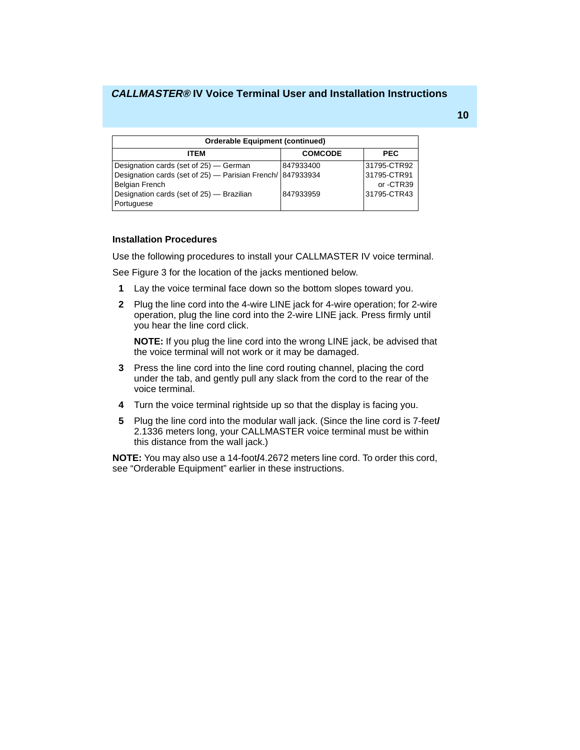| Orderable Equipment (continued) | | |
|---|---|---|
| **ITEM** | **COMCODE** | **PEC** |
| Designation cards (set of 25) — German | 847933400 | 31795-CTR92 |
| Designation cards (set of 25) — Parisian French/ Belgian French | 847933934 | 31795-CTR91 or -CTR39 |
| Designation cards (set of 25) — Brazilian Portuguese | 847933959 | 31795-CTR43 |

### Installation Procedures

Use the following procedures to install your CALLMASTER IV voice terminal.

See Figure 3 for the location of the jacks mentioned below.

1. Lay the voice terminal face down so the bottom slopes toward you.
2. Plug the line cord into the 4-wire LINE jack for 4-wire operation; for 2-wire operation, plug the line cord into the 2-wire LINE jack. Press firmly until you hear the line cord click.

   **NOTE:** If you plug the line cord into the wrong LINE jack, be advised that the voice terminal will not work or it may be damaged.

3. Press the line cord into the line cord routing channel, placing the cord under the tab, and gently pull any slack from the cord to the rear of the voice terminal.
4. Turn the voice terminal rightside up so that the display is facing you.
5. Plug the line cord into the modular wall jack. (Since the line cord is 7-feet**/** 2.1336 meters long, your CALLMASTER voice terminal must be within this distance from the wall jack.)

**NOTE:** You may also use a 14-foot**/**4.2672 meters line cord. To order this cord, see “Orderable Equipment” earlier in these instructions.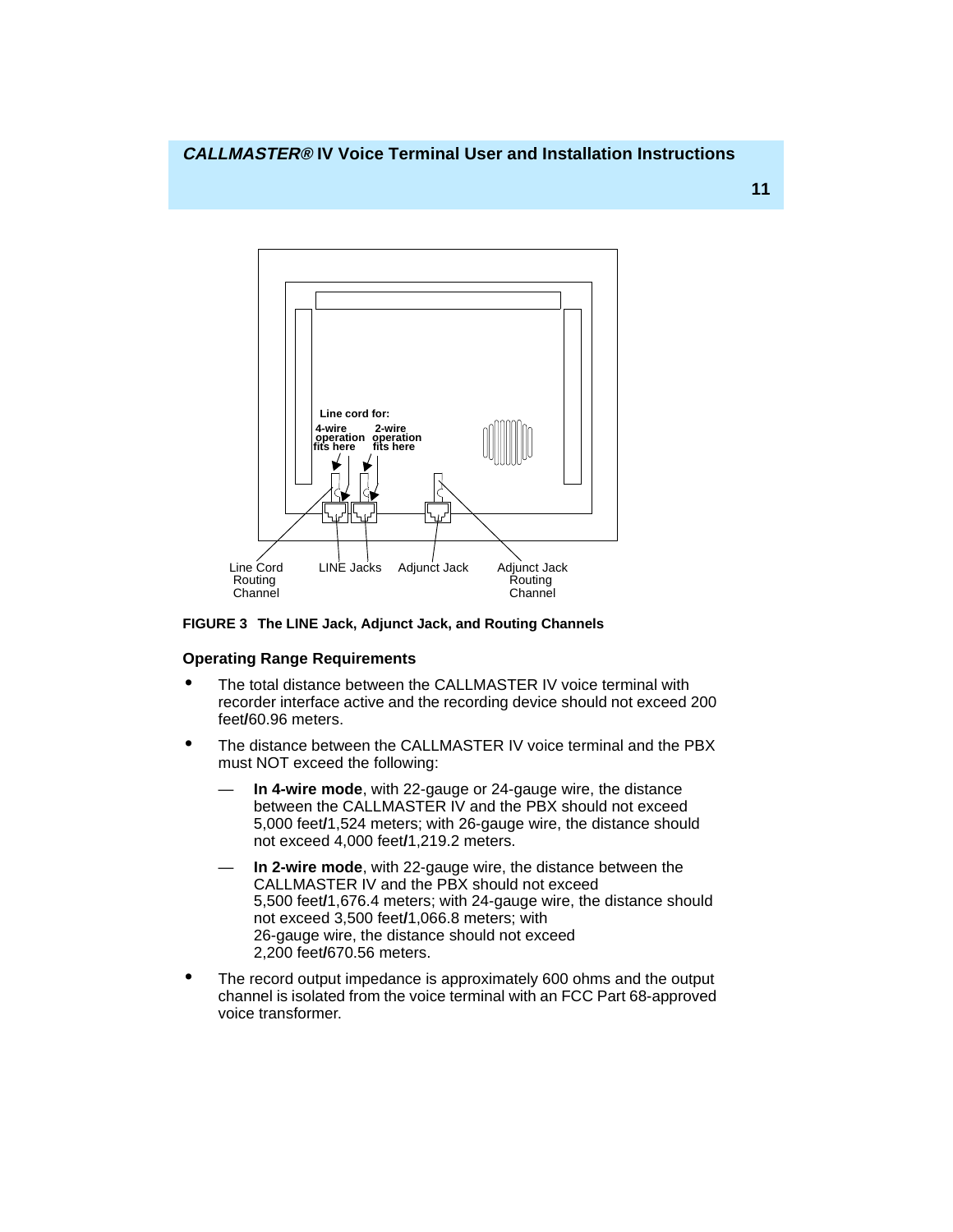Line cord for:

4-wire operation fits here

2-wire operation fits here

Line Cord Routing Channel

LINE Jacks

Adjunct Jack

Adjunct Jack Routing Channel

**FIGURE 3  The LINE Jack, Adjunct Jack, and Routing Channels**

### Operating Range Requirements

- The total distance between the CALLMASTER IV voice terminal with recorder interface active and the recording device should not exceed 200 feet/60.96 meters.
- The distance between the CALLMASTER IV voice terminal and the PBX must NOT exceed the following:
  - **In 4-wire mode**, with 22-gauge or 24-gauge wire, the distance between the CALLMASTER IV and the PBX should not exceed 5,000 feet/1,524 meters; with 26-gauge wire, the distance should not exceed 4,000 feet/1,219.2 meters.
  - **In 2-wire mode**, with 22-gauge wire, the distance between the CALLMASTER IV and the PBX should not exceed 5,500 feet/1,676.4 meters; with 24-gauge wire, the distance should not exceed 3,500 feet/1,066.8 meters; with 26-gauge wire, the distance should not exceed 2,200 feet/670.56 meters.
- The record output impedance is approximately 600 ohms and the output channel is isolated from the voice terminal with an FCC Part 68-approved voice transformer.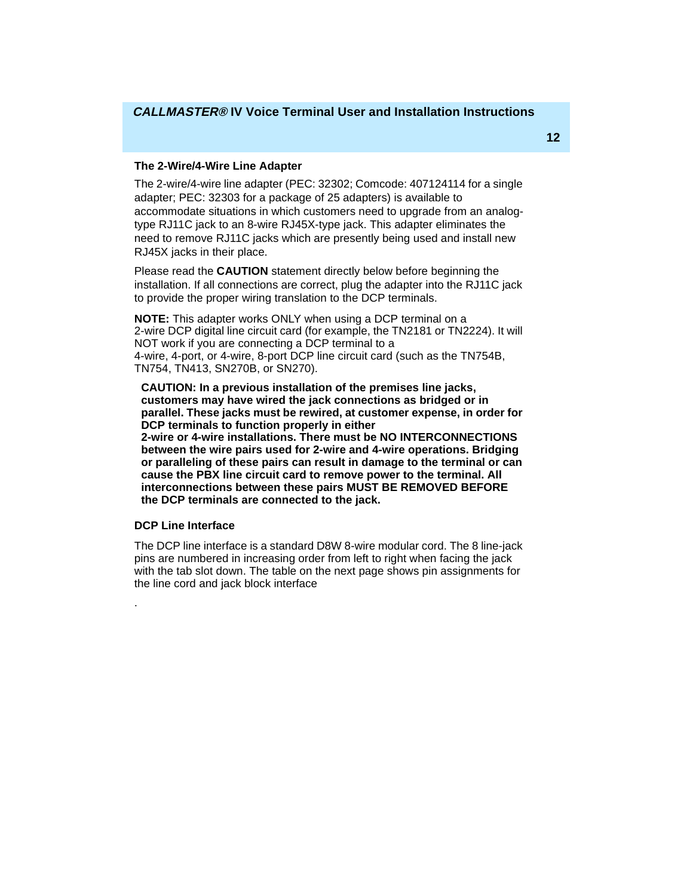### The 2-Wire/4-Wire Line Adapter

The 2-wire/4-wire line adapter (PEC: 32302; Comcode: 407124114 for a single adapter; PEC: 32303 for a package of 25 adapters) is available to accommodate situations in which customers need to upgrade from an analog-type RJ11C jack to an 8-wire RJ45X-type jack. This adapter eliminates the need to remove RJ11C jacks which are presently being used and install new RJ45X jacks in their place.

Please read the **CAUTION** statement directly below before beginning the installation. If all connections are correct, plug the adapter into the RJ11C jack to provide the proper wiring translation to the DCP terminals.

**NOTE:** This adapter works ONLY when using a DCP terminal on a 2-wire DCP digital line circuit card (for example, the TN2181 or TN2224). It will NOT work if you are connecting a DCP terminal to a 4-wire, 4-port, or 4-wire, 8-port DCP line circuit card (such as the TN754B, TN754, TN413, SN270B, or SN270).

**CAUTION: In a previous installation of the premises line jacks, customers may have wired the jack connections as bridged or in parallel. These jacks must be rewired, at customer expense, in order for DCP terminals to function properly in either 2-wire or 4-wire installations. There must be NO INTERCONNECTIONS between the wire pairs used for 2-wire and 4-wire operations. Bridging or paralleling of these pairs can result in damage to the terminal or can cause the PBX line circuit card to remove power to the terminal. All interconnections between these pairs MUST BE REMOVED BEFORE the DCP terminals are connected to the jack.**

### DCP Line Interface

The DCP line interface is a standard D8W 8-wire modular cord. The 8 line-jack pins are numbered in increasing order from left to right when facing the jack with the tab slot down. The table on the next page shows pin assignments for the line cord and jack block interface

.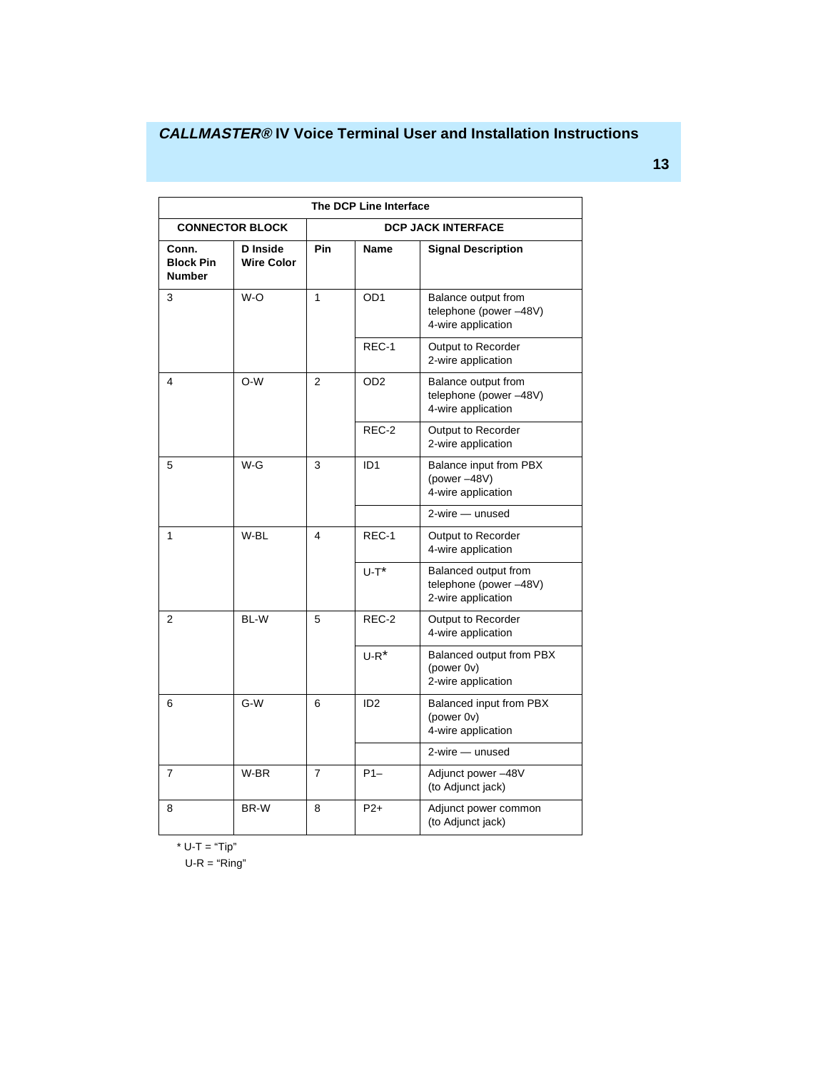| The DCP Line Interface | | | | |
|---|---|---|---|---|
| CONNECTOR BLOCK | | DCP JACK INTERFACE | | |
| Conn. Block Pin Number | D Inside Wire Color | Pin | Name | Signal Description |
| 3 | W-O | 1 | OD1 | Balance output from telephone (power –48V) 4-wire application |
| | | | REC-1 | Output to Recorder 2-wire application |
| 4 | O-W | 2 | OD2 | Balance output from telephone (power –48V) 4-wire application |
| | | | REC-2 | Output to Recorder 2-wire application |
| 5 | W-G | 3 | ID1 | Balance input from PBX (power –48V) 4-wire application |
| | | | | 2-wire — unused |
| 1 | W-BL | 4 | REC-1 | Output to Recorder 4-wire application |
| | | | U-T* | Balanced output from telephone (power –48V) 2-wire application |
| 2 | BL-W | 5 | REC-2 | Output to Recorder 4-wire application |
| | | | U-R* | Balanced output from PBX (power 0v) 2-wire application |
| 6 | G-W | 6 | ID2 | Balanced input from PBX (power 0v) 4-wire application |
| | | | | 2-wire — unused |
| 7 | W-BR | 7 | P1– | Adjunct power –48V (to Adjunct jack) |
| 8 | BR-W | 8 | P2+ | Adjunct power common (to Adjunct jack) |

* U-T = "Tip"
U-R = "Ring"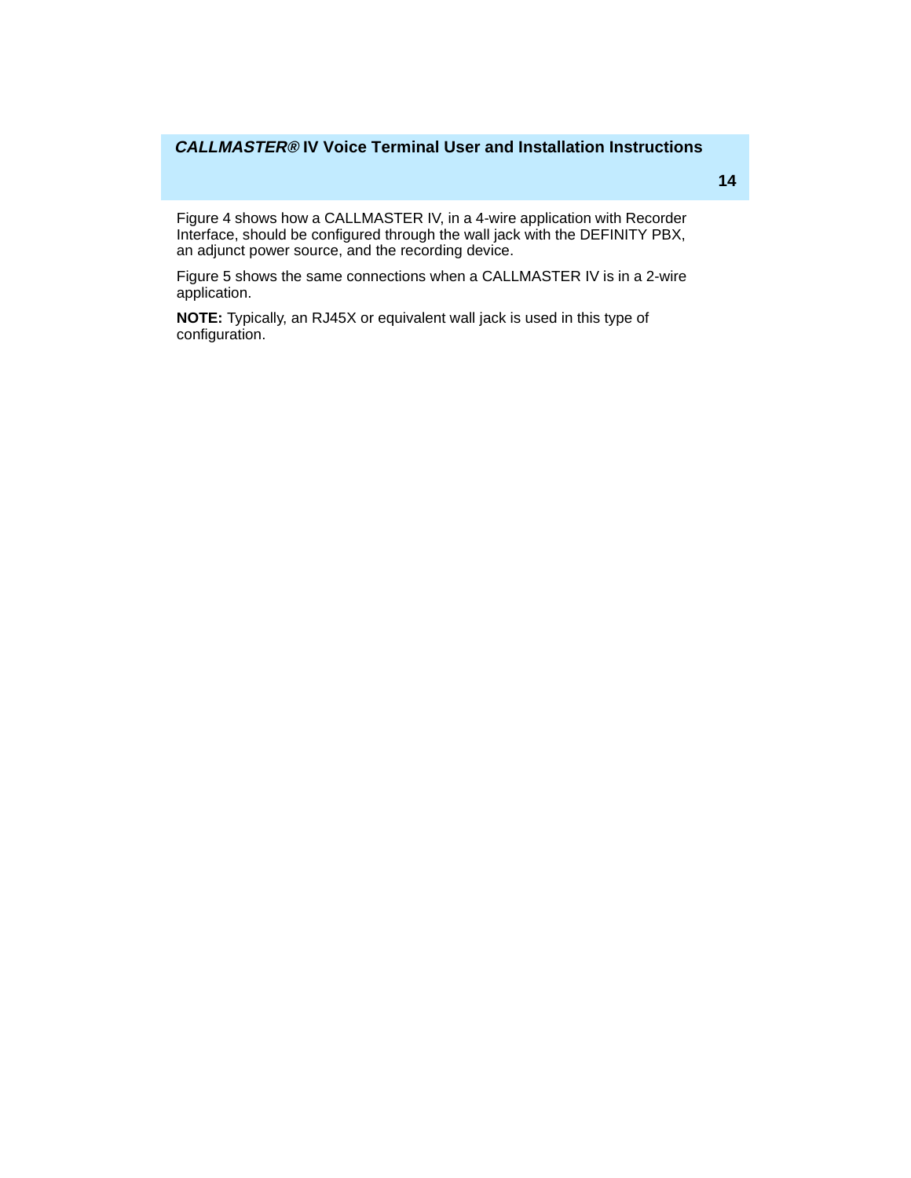Figure 4 shows how a CALLMASTER IV, in a 4-wire application with Recorder Interface, should be configured through the wall jack with the DEFINITY PBX, an adjunct power source, and the recording device.

Figure 5 shows the same connections when a CALLMASTER IV is in a 2-wire application.

**NOTE:** Typically, an RJ45X or equivalent wall jack is used in this type of configuration.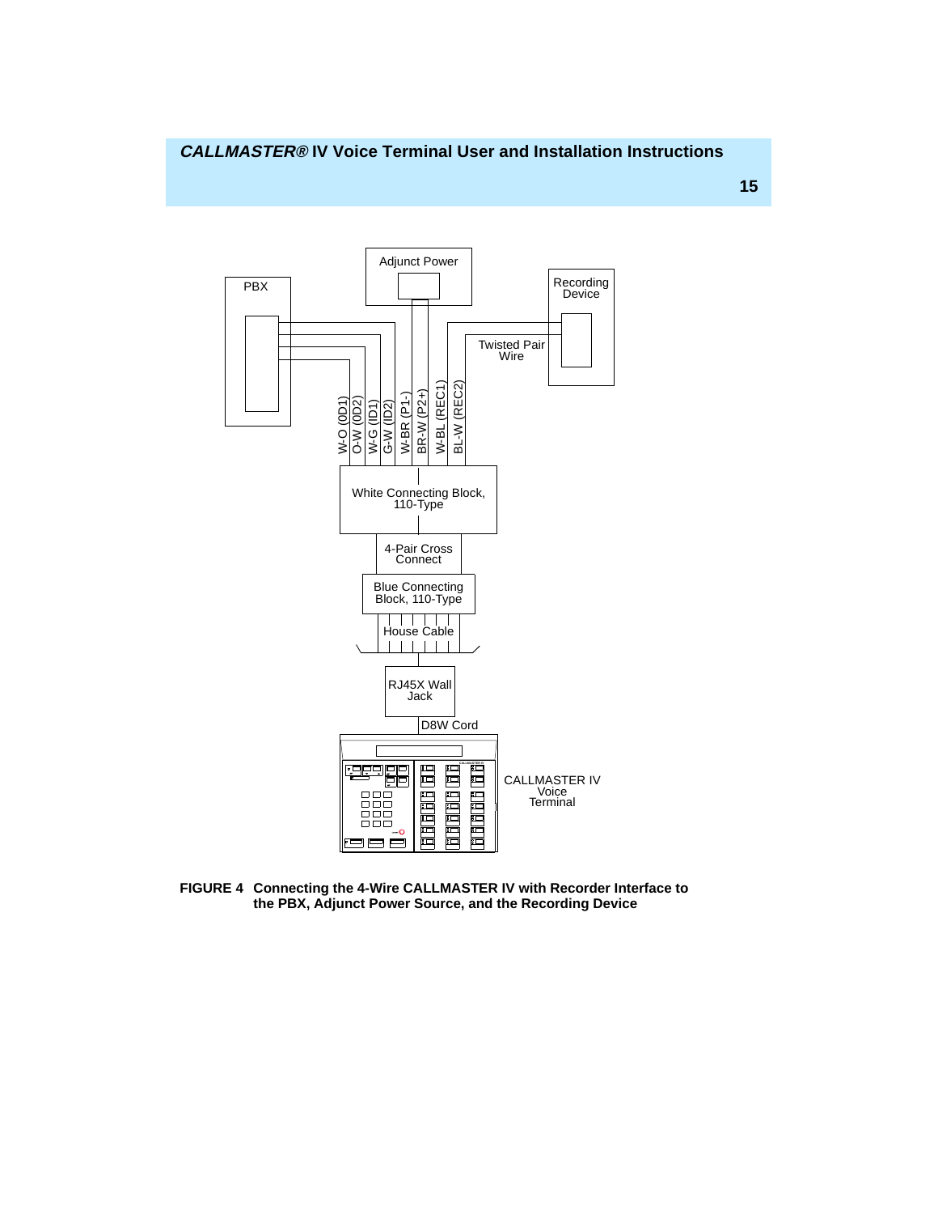**FIGURE 4 Connecting the 4-Wire CALLMASTER IV with Recorder Interface to the PBX, Adjunct Power Source, and the Recording Device**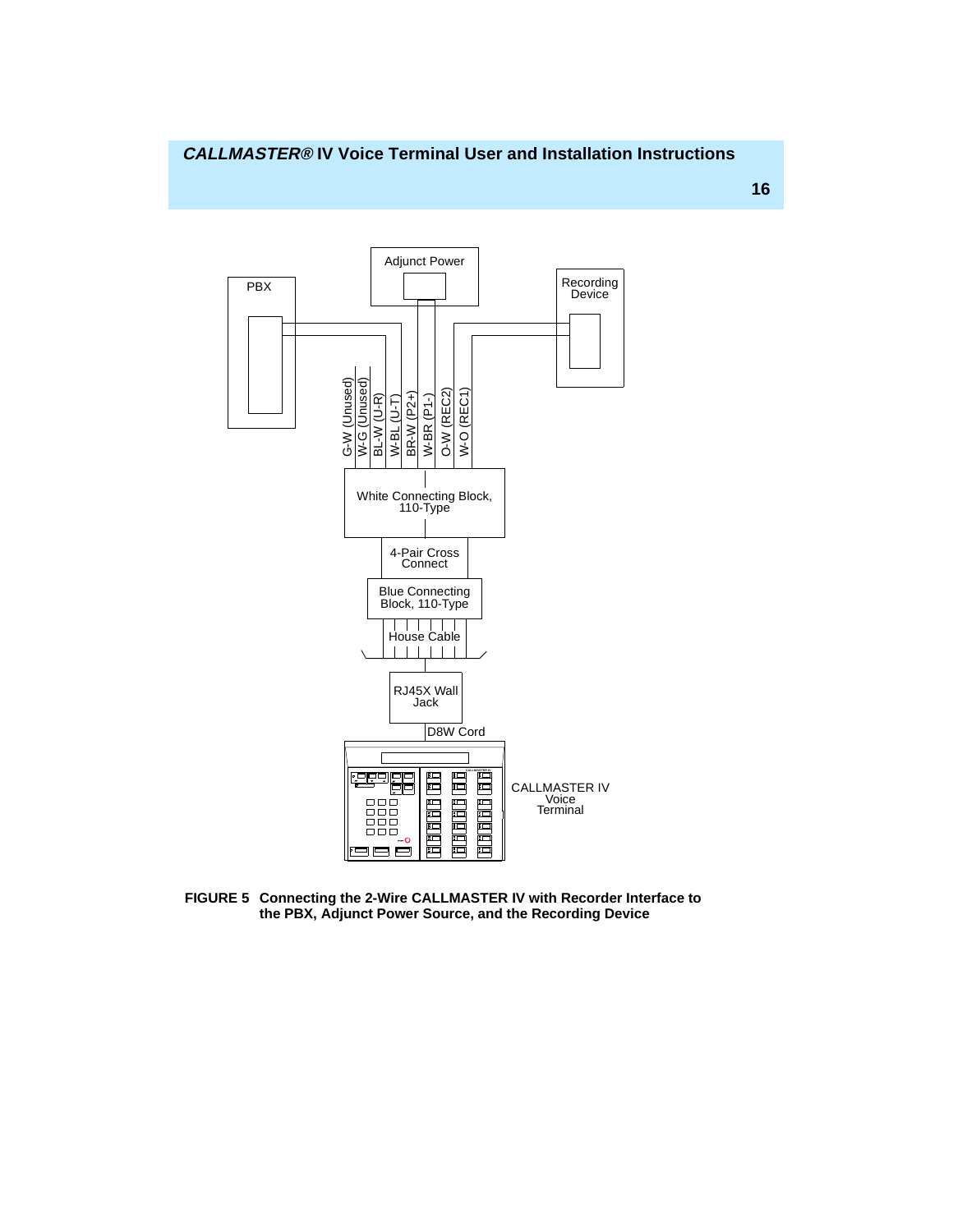**FIGURE 5 Connecting the 2-Wire CALLMASTER IV with Recorder Interface to the PBX, Adjunct Power Source, and the Recording Device**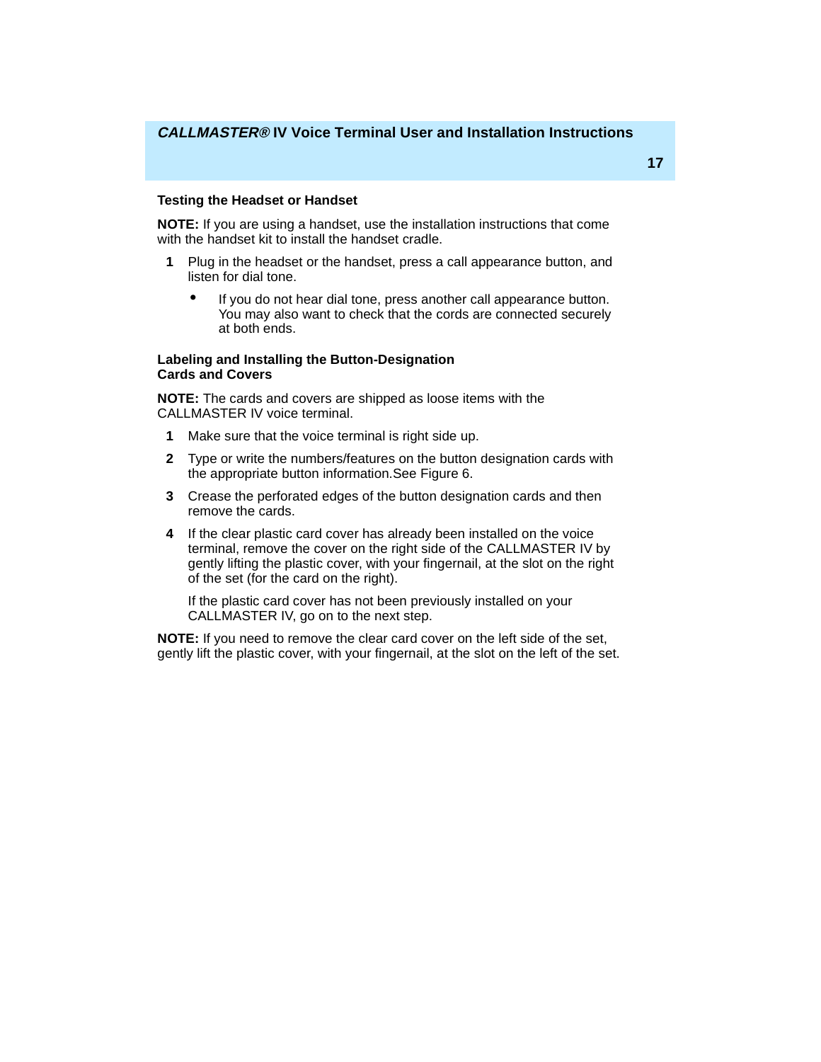### Testing the Headset or Handset

**NOTE:** If you are using a handset, use the installation instructions that come with the handset kit to install the handset cradle.

1. Plug in the headset or the handset, press a call appearance button, and listen for dial tone.
   - If you do not hear dial tone, press another call appearance button. You may also want to check that the cords are connected securely at both ends.

### Labeling and Installing the Button-Designation Cards and Covers

**NOTE:** The cards and covers are shipped as loose items with the CALLMASTER IV voice terminal.

1. Make sure that the voice terminal is right side up.
2. Type or write the numbers/features on the button designation cards with the appropriate button information.See Figure 6.
3. Crease the perforated edges of the button designation cards and then remove the cards.
4. If the clear plastic card cover has already been installed on the voice terminal, remove the cover on the right side of the CALLMASTER IV by gently lifting the plastic cover, with your fingernail, at the slot on the right of the set (for the card on the right).

   If the plastic card cover has not been previously installed on your CALLMASTER IV, go on to the next step.

**NOTE:** If you need to remove the clear card cover on the left side of the set, gently lift the plastic cover, with your fingernail, at the slot on the left of the set.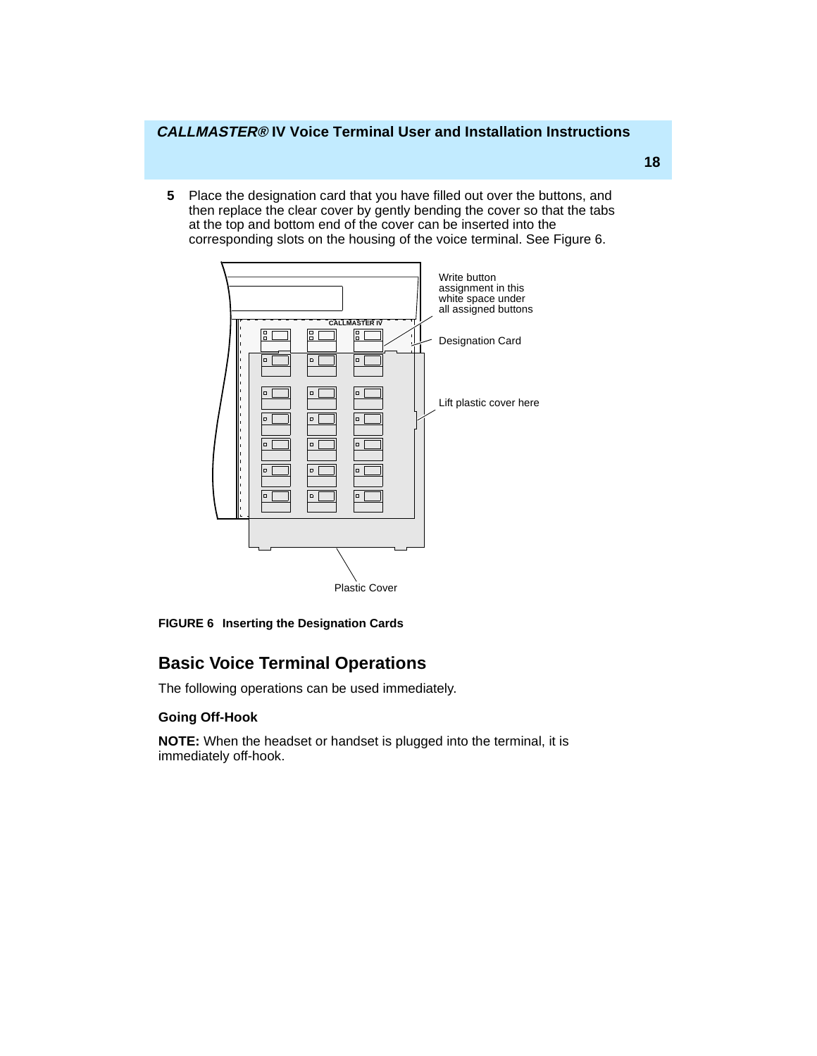5. Place the designation card that you have filled out over the buttons, and then replace the clear cover by gently bending the cover so that the tabs at the top and bottom end of the cover can be inserted into the corresponding slots on the housing of the voice terminal. See Figure 6.

Write button assignment in this white space under all assigned buttons

Designation Card

Lift plastic cover here

CALLMASTER IV

Plastic Cover

**FIGURE 6 Inserting the Designation Cards**

## Basic Voice Terminal Operations

The following operations can be used immediately.

### Going Off-Hook

**NOTE:** When the headset or handset is plugged into the terminal, it is immediately off-hook.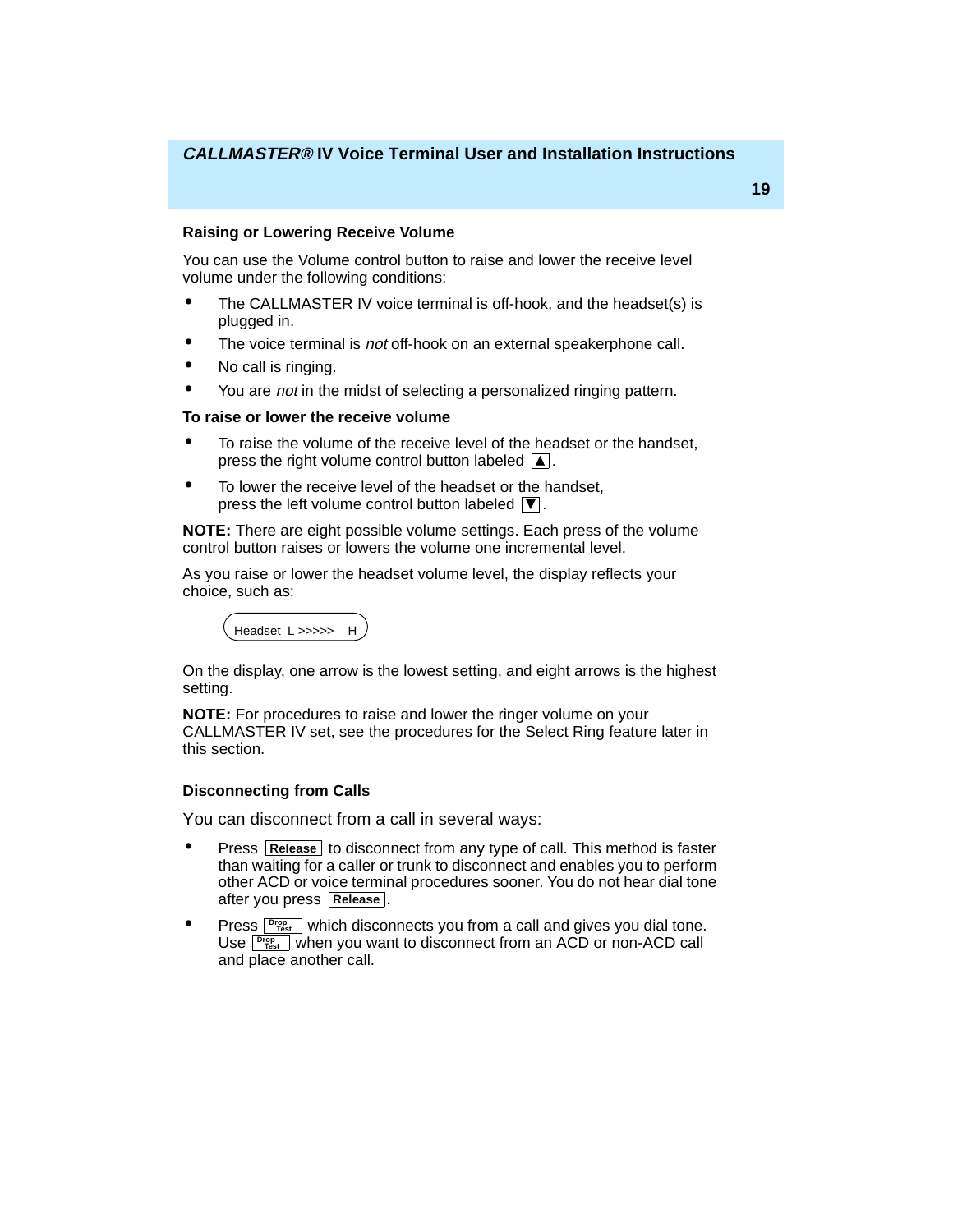## Raising or Lowering Receive Volume

You can use the Volume control button to raise and lower the receive level volume under the following conditions:

- The CALLMASTER IV voice terminal is off-hook, and the headset(s) is plugged in.
- The voice terminal is *not* off-hook on an external speakerphone call.
- No call is ringing.
- You are *not* in the midst of selecting a personalized ringing pattern.

### To raise or lower the receive volume

- To raise the volume of the receive level of the headset or the handset, press the right volume control button labeled [▲].
- To lower the receive level of the headset or the handset, press the left volume control button labeled [▼].

**NOTE:** There are eight possible volume settings. Each press of the volume control button raises or lowers the volume one incremental level.

As you raise or lower the headset volume level, the display reflects your choice, such as:

```
Headset  L >>>>>    H
```

On the display, one arrow is the lowest setting, and eight arrows is the highest setting.

**NOTE:** For procedures to raise and lower the ringer volume on your CALLMASTER IV set, see the procedures for the Select Ring feature later in this section.

## Disconnecting from Calls

You can disconnect from a call in several ways:

- Press [**Release**] to disconnect from any type of call. This method is faster than waiting for a caller or trunk to disconnect and enables you to perform other ACD or voice terminal procedures sooner. You do not hear dial tone after you press [**Release**].
- Press [Drop Test] which disconnects you from a call and gives you dial tone. Use [Drop Test] when you want to disconnect from an ACD or non-ACD call and place another call.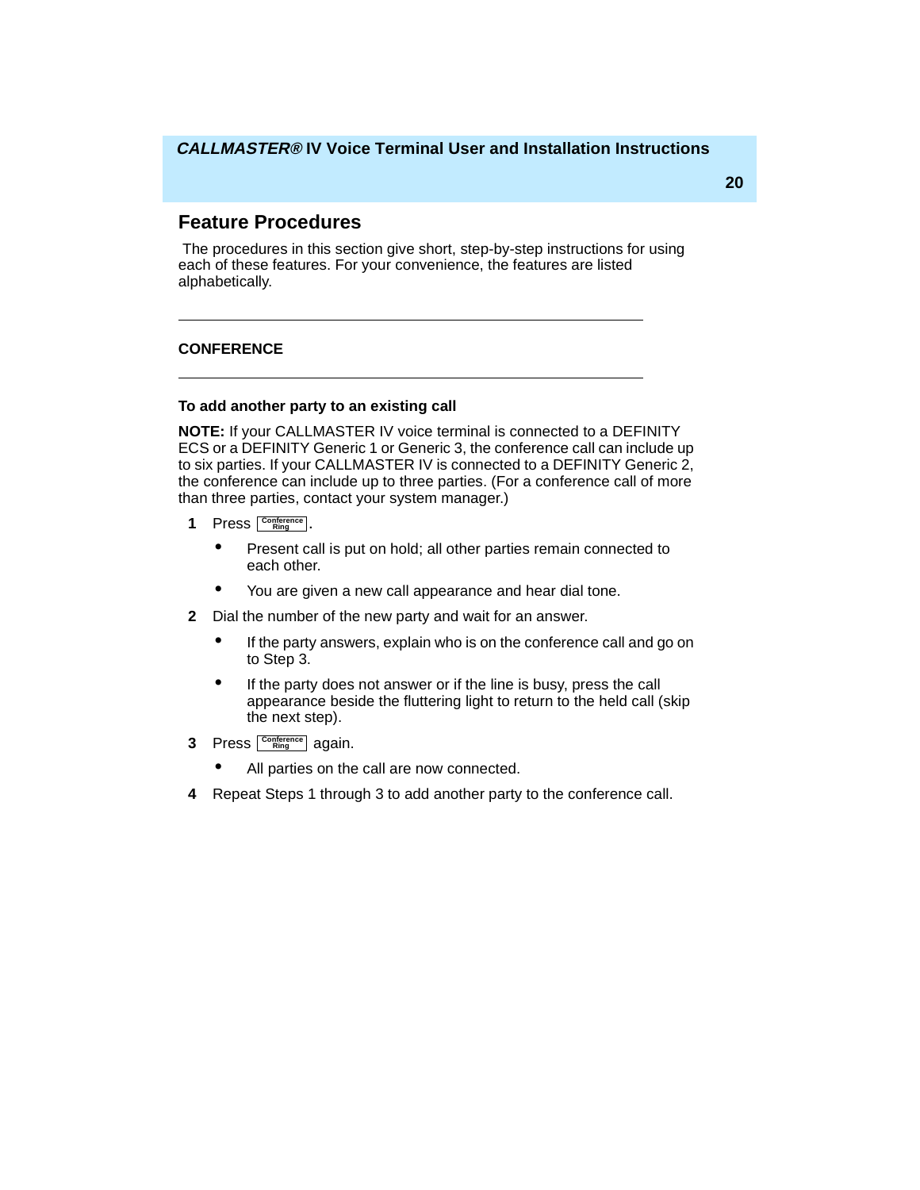## Feature Procedures

The procedures in this section give short, step-by-step instructions for using each of these features. For your convenience, the features are listed alphabetically.

---

### CONFERENCE

---

#### To add another party to an existing call

**NOTE:** If your CALLMASTER IV voice terminal is connected to a DEFINITY ECS or a DEFINITY Generic 1 or Generic 3, the conference call can include up to six parties. If your CALLMASTER IV is connected to a DEFINITY Generic 2, the conference can include up to three parties. (For a conference call of more than three parties, contact your system manager.)

1. Press [Conference Ring].
   - Present call is put on hold; all other parties remain connected to each other.
   - You are given a new call appearance and hear dial tone.
2. Dial the number of the new party and wait for an answer.
   - If the party answers, explain who is on the conference call and go on to Step 3.
   - If the party does not answer or if the line is busy, press the call appearance beside the fluttering light to return to the held call (skip the next step).
3. Press [Conference Ring] again.
   - All parties on the call are now connected.
4. Repeat Steps 1 through 3 to add another party to the conference call.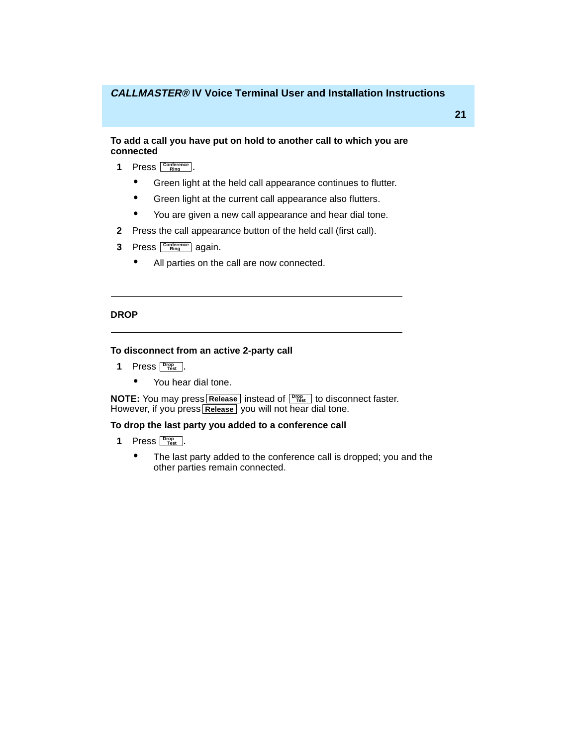### To add a call you have put on hold to another call to which you are connected

1. Press [Conference/Ring].
   - Green light at the held call appearance continues to flutter.
   - Green light at the current call appearance also flutters.
   - You are given a new call appearance and hear dial tone.
2. Press the call appearance button of the held call (first call).
3. Press [Conference/Ring] again.
   - All parties on the call are now connected.

---

## DROP

---

### To disconnect from an active 2-party call

1. Press [Drop/Test].
   - You hear dial tone.

**NOTE:** You may press **[Release]** instead of [Drop/Test] to disconnect faster. However, if you press **[Release]** you will not hear dial tone.

### To drop the last party you added to a conference call

1. Press [Drop/Test].
   - The last party added to the conference call is dropped; you and the other parties remain connected.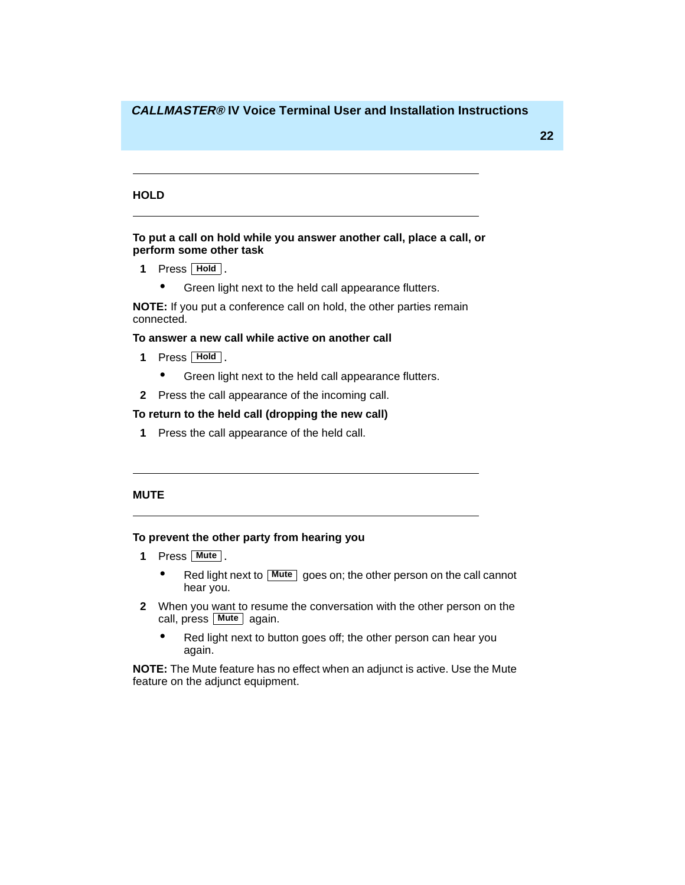## HOLD

**To put a call on hold while you answer another call, place a call, or perform some other task**

1. Press **Hold**.
   - Green light next to the held call appearance flutters.

**NOTE:** If you put a conference call on hold, the other parties remain connected.

**To answer a new call while active on another call**

1. Press **Hold**.
   - Green light next to the held call appearance flutters.
2. Press the call appearance of the incoming call.

**To return to the held call (dropping the new call)**

1. Press the call appearance of the held call.

## MUTE

**To prevent the other party from hearing you**

1. Press **Mute**.
   - Red light next to **Mute** goes on; the other person on the call cannot hear you.
2. When you want to resume the conversation with the other person on the call, press **Mute** again.
   - Red light next to button goes off; the other person can hear you again.

**NOTE:** The Mute feature has no effect when an adjunct is active. Use the Mute feature on the adjunct equipment.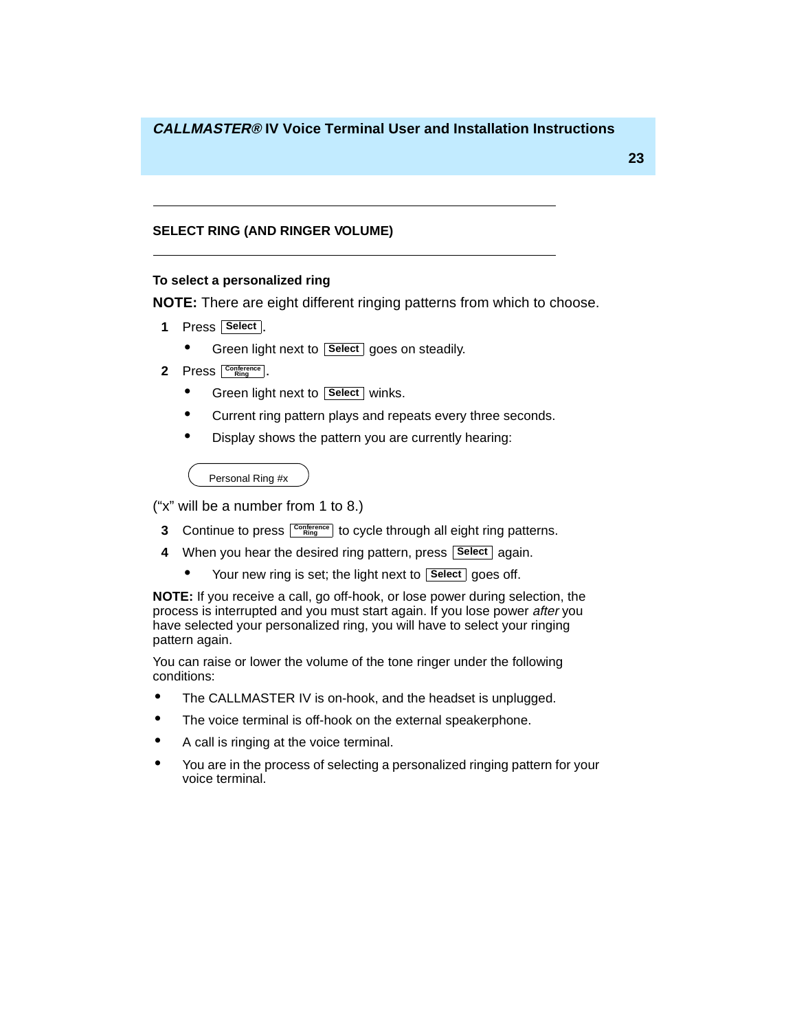## SELECT RING (AND RINGER VOLUME)

### To select a personalized ring

**NOTE:** There are eight different ringing patterns from which to choose.

1. Press **Select**.
   - Green light next to **Select** goes on steadily.
2. Press **Conference Ring**.
   - Green light next to **Select** winks.
   - Current ring pattern plays and repeats every three seconds.
   - Display shows the pattern you are currently hearing:

```
Personal Ring #x
```

("x" will be a number from 1 to 8.)

3. Continue to press **Conference Ring** to cycle through all eight ring patterns.
4. When you hear the desired ring pattern, press **Select** again.
   - Your new ring is set; the light next to **Select** goes off.

**NOTE:** If you receive a call, go off-hook, or lose power during selection, the process is interrupted and you must start again. If you lose power *after* you have selected your personalized ring, you will have to select your ringing pattern again.

You can raise or lower the volume of the tone ringer under the following conditions:

- The CALLMASTER IV is on-hook, and the headset is unplugged.
- The voice terminal is off-hook on the external speakerphone.
- A call is ringing at the voice terminal.
- You are in the process of selecting a personalized ringing pattern for your voice terminal.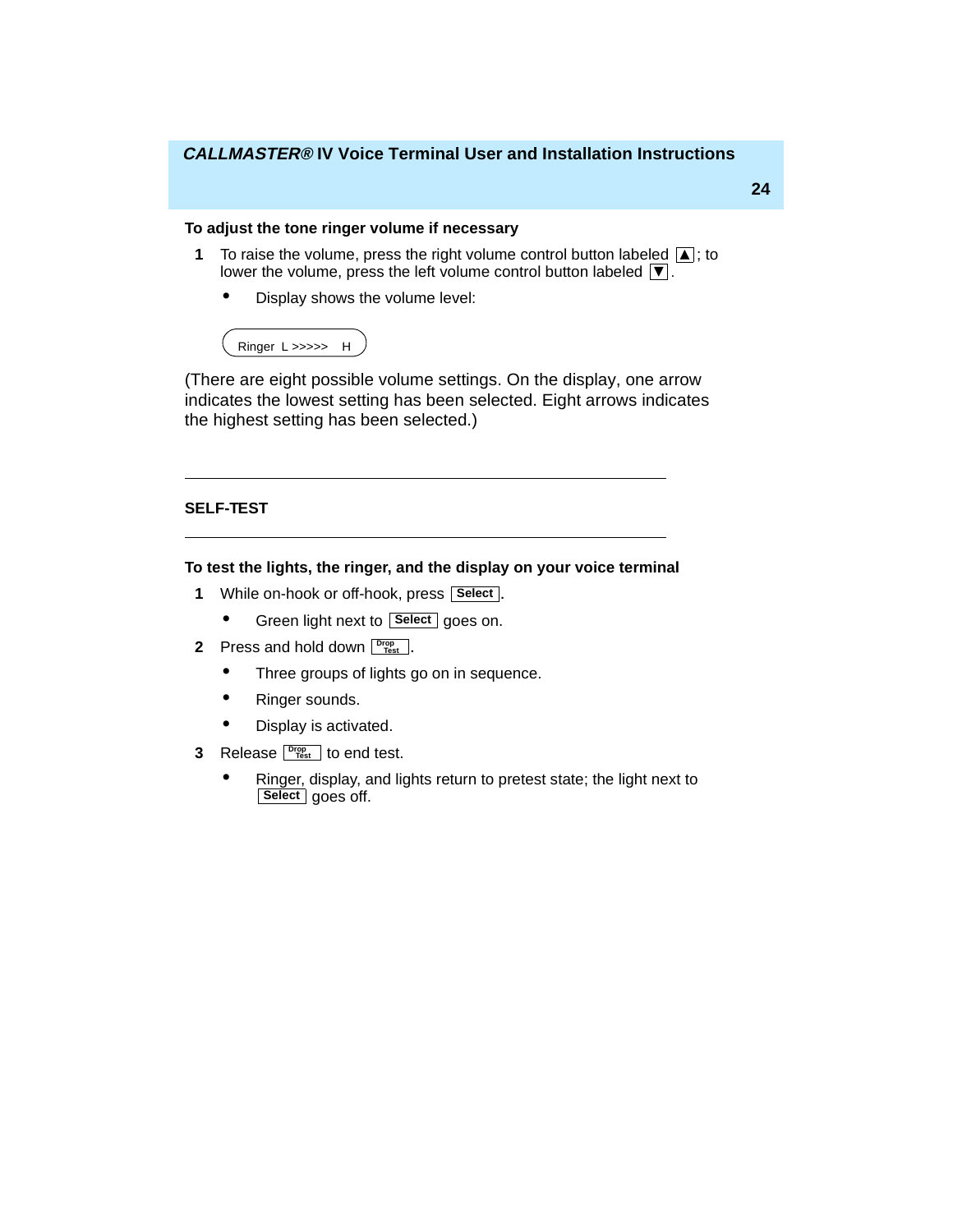**To adjust the tone ringer volume if necessary**

1. To raise the volume, press the right volume control button labeled [▲]; to lower the volume, press the left volume control button labeled [▼].
   - Display shows the volume level:

```
Ringer  L >>>>>    H
```

(There are eight possible volume settings. On the display, one arrow indicates the lowest setting has been selected. Eight arrows indicates the highest setting has been selected.)

---

## SELF-TEST

---

**To test the lights, the ringer, and the display on your voice terminal**

1. While on-hook or off-hook, press [Select].
   - Green light next to [Select] goes on.
2. Press and hold down [Drop Test].
   - Three groups of lights go on in sequence.
   - Ringer sounds.
   - Display is activated.
3. Release [Drop Test] to end test.
   - Ringer, display, and lights return to pretest state; the light next to [Select] goes off.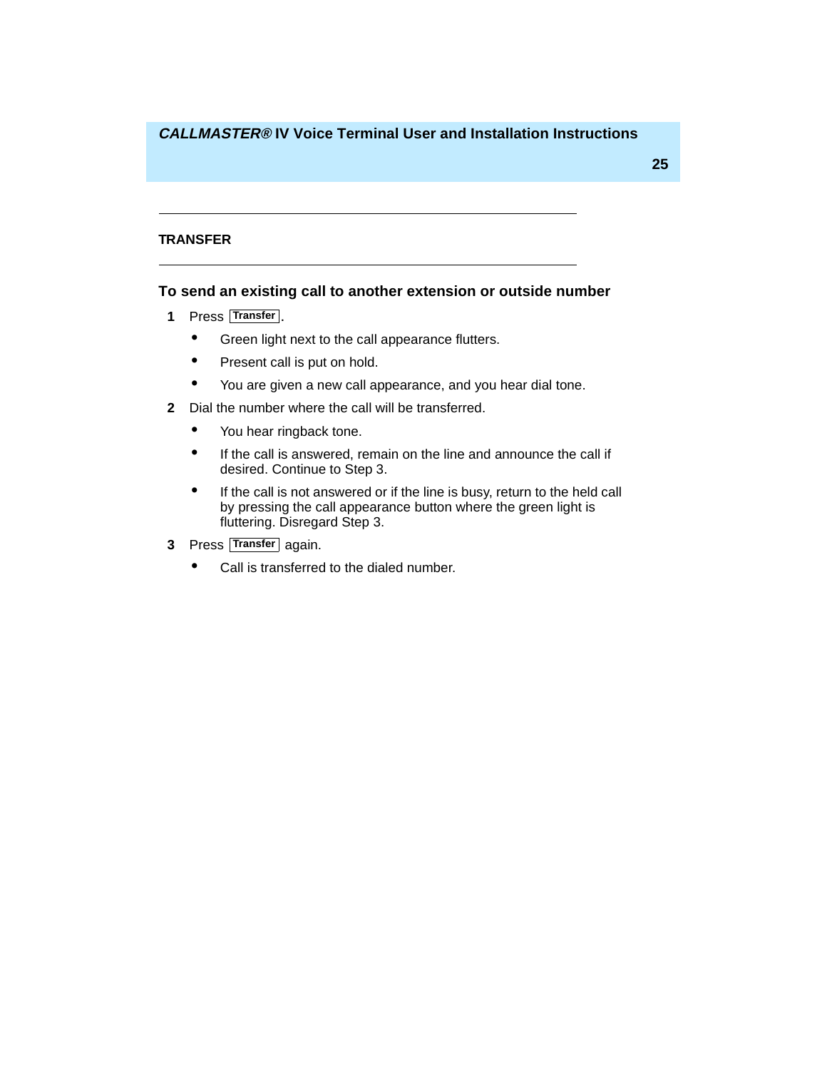## TRANSFER

### To send an existing call to another extension or outside number

1. Press **Transfer**.
   - Green light next to the call appearance flutters.
   - Present call is put on hold.
   - You are given a new call appearance, and you hear dial tone.
2. Dial the number where the call will be transferred.
   - You hear ringback tone.
   - If the call is answered, remain on the line and announce the call if desired. Continue to Step 3.
   - If the call is not answered or if the line is busy, return to the held call by pressing the call appearance button where the green light is fluttering. Disregard Step 3.
3. Press **Transfer** again.
   - Call is transferred to the dialed number.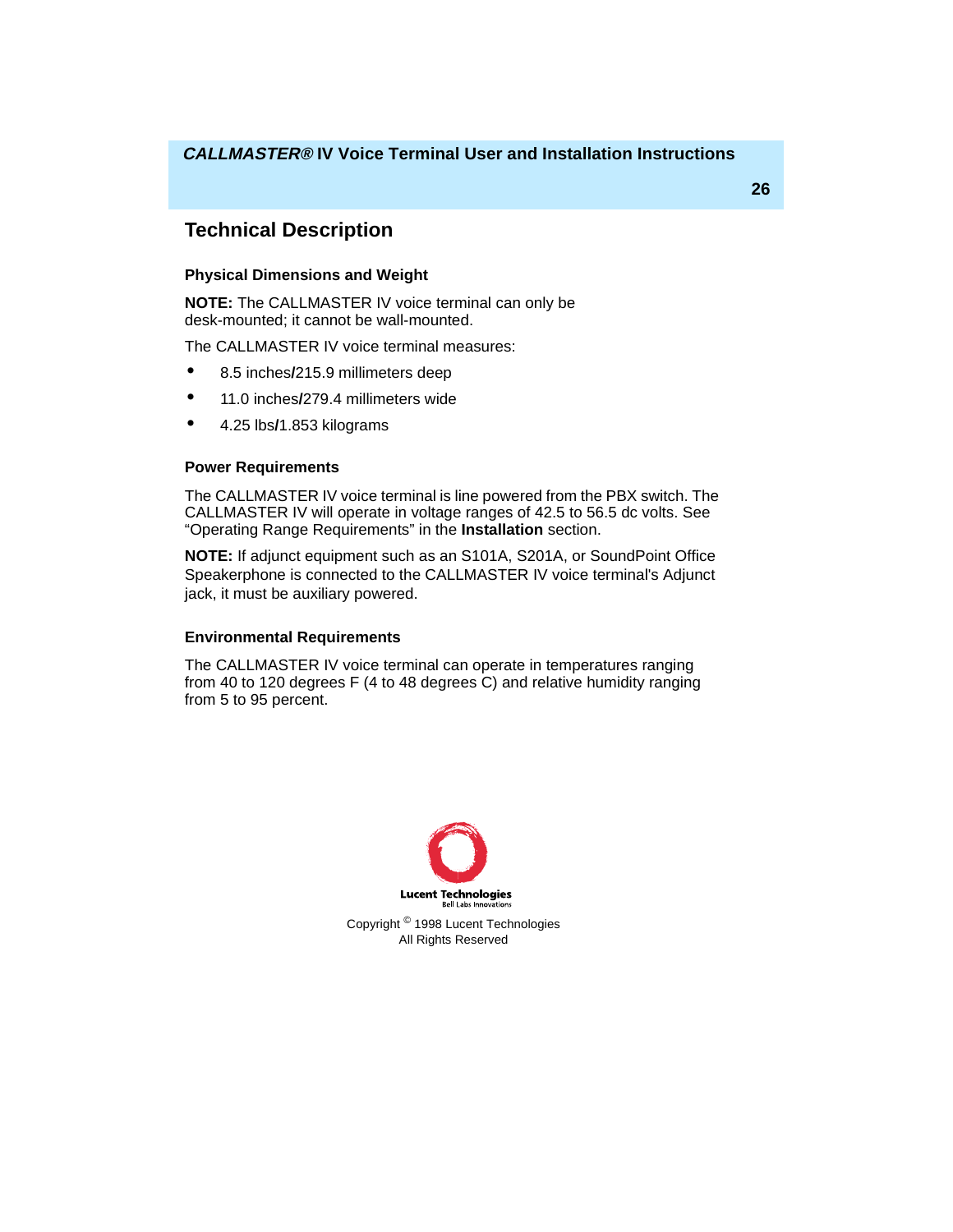## Technical Description

### Physical Dimensions and Weight

**NOTE:** The CALLMASTER IV voice terminal can only be desk-mounted; it cannot be wall-mounted.

The CALLMASTER IV voice terminal measures:

- 8.5 inches**/**215.9 millimeters deep
- 11.0 inches**/**279.4 millimeters wide
- 4.25 lbs**/**1.853 kilograms

### Power Requirements

The CALLMASTER IV voice terminal is line powered from the PBX switch. The CALLMASTER IV will operate in voltage ranges of 42.5 to 56.5 dc volts. See “Operating Range Requirements” in the **Installation** section.

**NOTE:** If adjunct equipment such as an S101A, S201A, or SoundPoint Office Speakerphone is connected to the CALLMASTER IV voice terminal's Adjunct jack, it must be auxiliary powered.

### Environmental Requirements

The CALLMASTER IV voice terminal can operate in temperatures ranging from 40 to 120 degrees F (4 to 48 degrees C) and relative humidity ranging from 5 to 95 percent.

Lucent Technologies
Bell Labs Innovations

Copyright © 1998 Lucent Technologies
All Rights Reserved